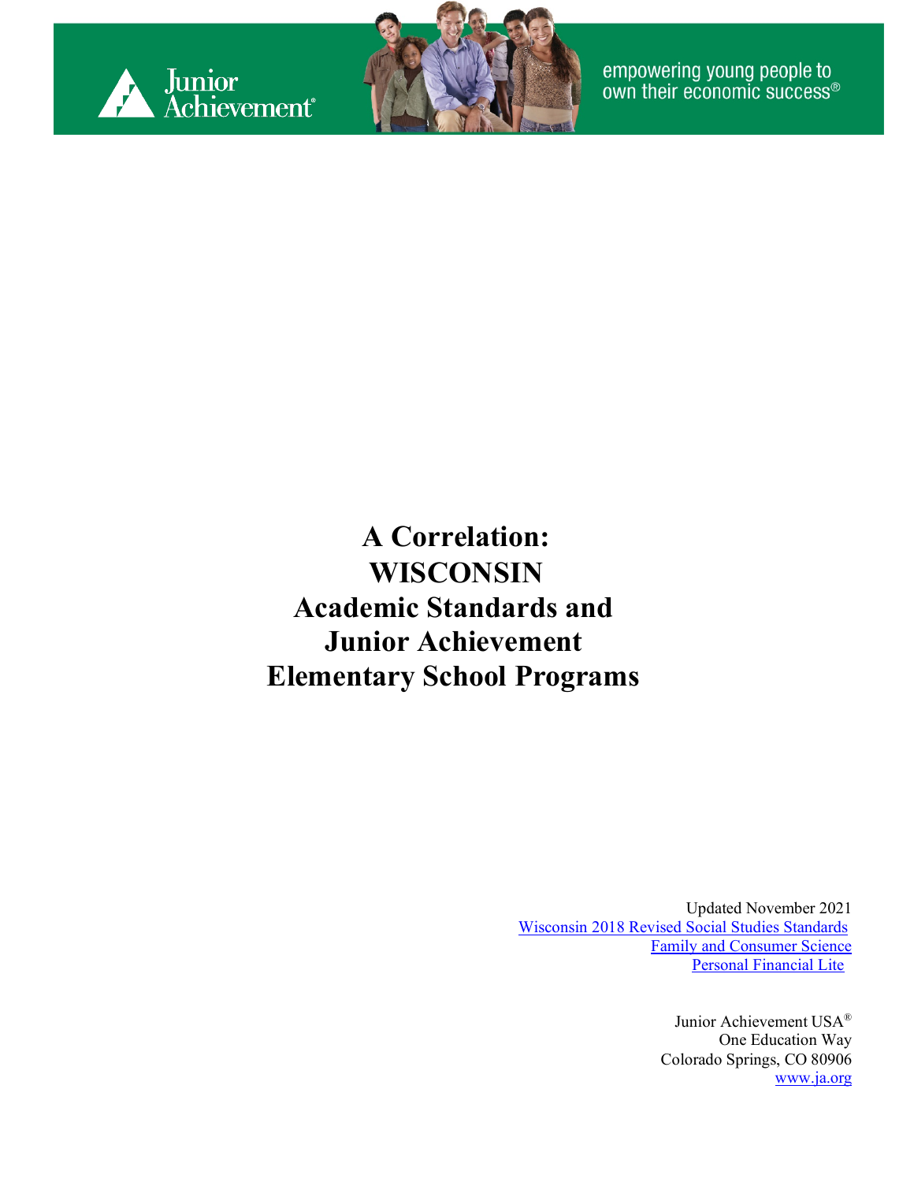Junior Achievement

empowering young people to own their economic success®

# A Correlation: WISCONSIN Academic Standards and Junior Achievement Elementary School Programs

Updated November 2021
Wisconsin 2018 Revised Social Studies Standards
Family and Consumer Science
Personal Financial Lite

Junior Achievement USA®
One Education Way
Colorado Springs, CO 80906
www.ja.org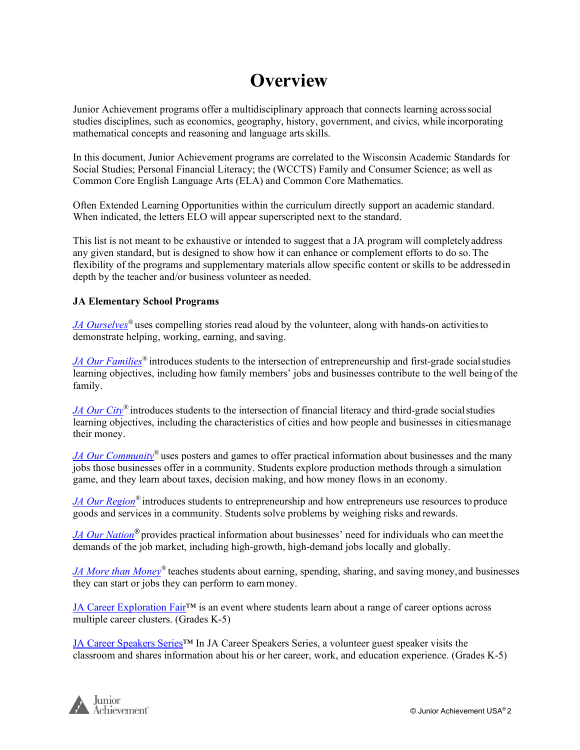# Overview

Junior Achievement programs offer a multidisciplinary approach that connects learning across social studies disciplines, such as economics, geography, history, government, and civics, while incorporating mathematical concepts and reasoning and language arts skills.

In this document, Junior Achievement programs are correlated to the Wisconsin Academic Standards for Social Studies; Personal Financial Literacy; the (WCCTS) Family and Consumer Science; as well as Common Core English Language Arts (ELA) and Common Core Mathematics.

Often Extended Learning Opportunities within the curriculum directly support an academic standard. When indicated, the letters ELO will appear superscripted next to the standard.

This list is not meant to be exhaustive or intended to suggest that a JA program will completely address any given standard, but is designed to show how it can enhance or complement efforts to do so. The flexibility of the programs and supplementary materials allow specific content or skills to be addressed in depth by the teacher and/or business volunteer as needed.

**JA Elementary School Programs**

*JA Ourselves®* uses compelling stories read aloud by the volunteer, along with hands-on activities to demonstrate helping, working, earning, and saving.

*JA Our Families®* introduces students to the intersection of entrepreneurship and first-grade social studies learning objectives, including how family members' jobs and businesses contribute to the well being of the family.

*JA Our City®* introduces students to the intersection of financial literacy and third-grade social studies learning objectives, including the characteristics of cities and how people and businesses in cities manage their money.

*JA Our Community®* uses posters and games to offer practical information about businesses and the many jobs those businesses offer in a community. Students explore production methods through a simulation game, and they learn about taxes, decision making, and how money flows in an economy.

*JA Our Region®* introduces students to entrepreneurship and how entrepreneurs use resources to produce goods and services in a community. Students solve problems by weighing risks and rewards.

*JA Our Nation®* provides practical information about businesses' need for individuals who can meet the demands of the job market, including high-growth, high-demand jobs locally and globally.

*JA More than Money®* teaches students about earning, spending, sharing, and saving money, and businesses they can start or jobs they can perform to earn money.

JA Career Exploration Fair™ is an event where students learn about a range of career options across multiple career clusters. (Grades K-5)

JA Career Speakers Series™ In JA Career Speakers Series, a volunteer guest speaker visits the classroom and shares information about his or her career, work, and education experience. (Grades K-5)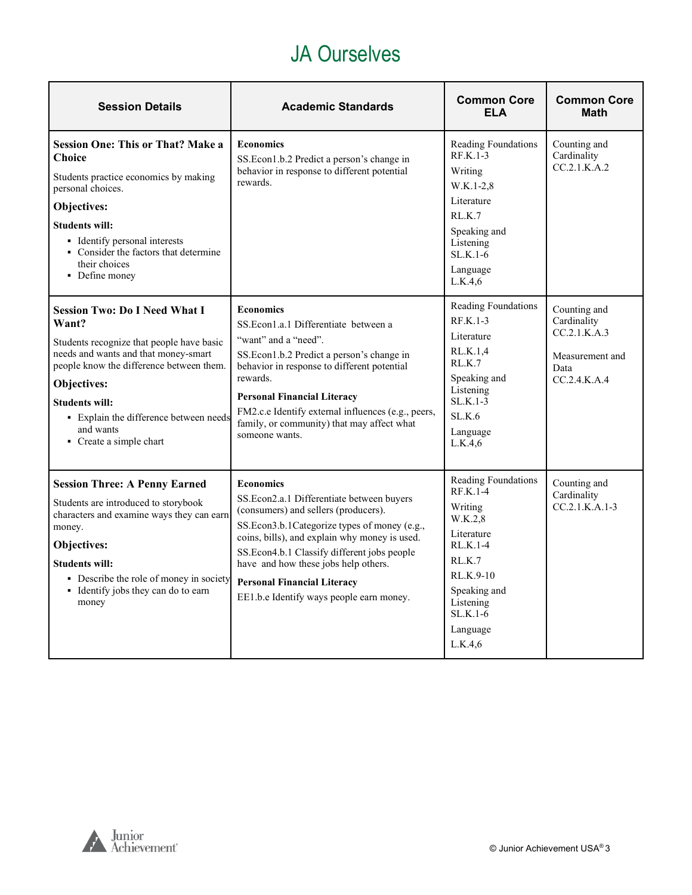# JA Ourselves

| Session Details | Academic Standards | Common Core ELA | Common Core Math |
|---|---|---|---|
| **Session One: This or That? Make a Choice**<br>Students practice economics by making personal choices.<br>**Objectives:**<br>**Students will:**<br>▪ Identify personal interests<br>▪ Consider the factors that determine their choices<br>▪ Define money | **Economics**<br>SS.Econ1.b.2 Predict a person's change in behavior in response to different potential rewards. | Reading Foundations RF.K.1-3<br>Writing<br>W.K.1-2,8<br>Literature<br>RL.K.7<br>Speaking and Listening<br>SL.K.1-6<br>Language<br>L.K.4,6 | Counting and Cardinality<br>CC.2.1.K.A.2 |
| **Session Two: Do I Need What I Want?**<br>Students recognize that people have basic needs and wants and that money-smart people know the difference between them.<br>**Objectives:**<br>**Students will:**<br>▪ Explain the difference between needs and wants<br>▪ Create a simple chart | **Economics**<br>SS.Econ1.a.1 Differentiate between a "want" and a "need".<br>SS.Econ1.b.2 Predict a person's change in behavior in response to different potential rewards.<br>**Personal Financial Literacy**<br>FM2.c.e Identify external influences (e.g., peers, family, or community) that may affect what someone wants. | Reading Foundations<br>RF.K.1-3<br>Literature<br>RL.K.1,4<br>RL.K.7<br>Speaking and Listening<br>SL.K.1-3<br>SL.K.6<br>Language<br>L.K.4,6 | Counting and Cardinality<br>CC.2.1.K.A.3<br><br>Measurement and Data<br>CC.2.4.K.A.4 |
| **Session Three: A Penny Earned**<br>Students are introduced to storybook characters and examine ways they can earn money.<br>**Objectives:**<br>**Students will:**<br>▪ Describe the role of money in society<br>▪ Identify jobs they can do to earn money | **Economics**<br>SS.Econ2.a.1 Differentiate between buyers (consumers) and sellers (producers).<br>SS.Econ3.b.1Categorize types of money (e.g., coins, bills), and explain why money is used.<br>SS.Econ4.b.1 Classify different jobs people have and how these jobs help others.<br>**Personal Financial Literacy**<br>EE1.b.e Identify ways people earn money. | Reading Foundations RF.K.1-4<br>Writing<br>W.K.2,8<br>Literature<br>RL.K.1-4<br>RL.K.7<br>RL.K.9-10<br>Speaking and Listening<br>SL.K.1-6<br>Language<br>L.K.4,6 | Counting and Cardinality<br>CC.2.1.K.A.1-3 |

© Junior Achievement USA®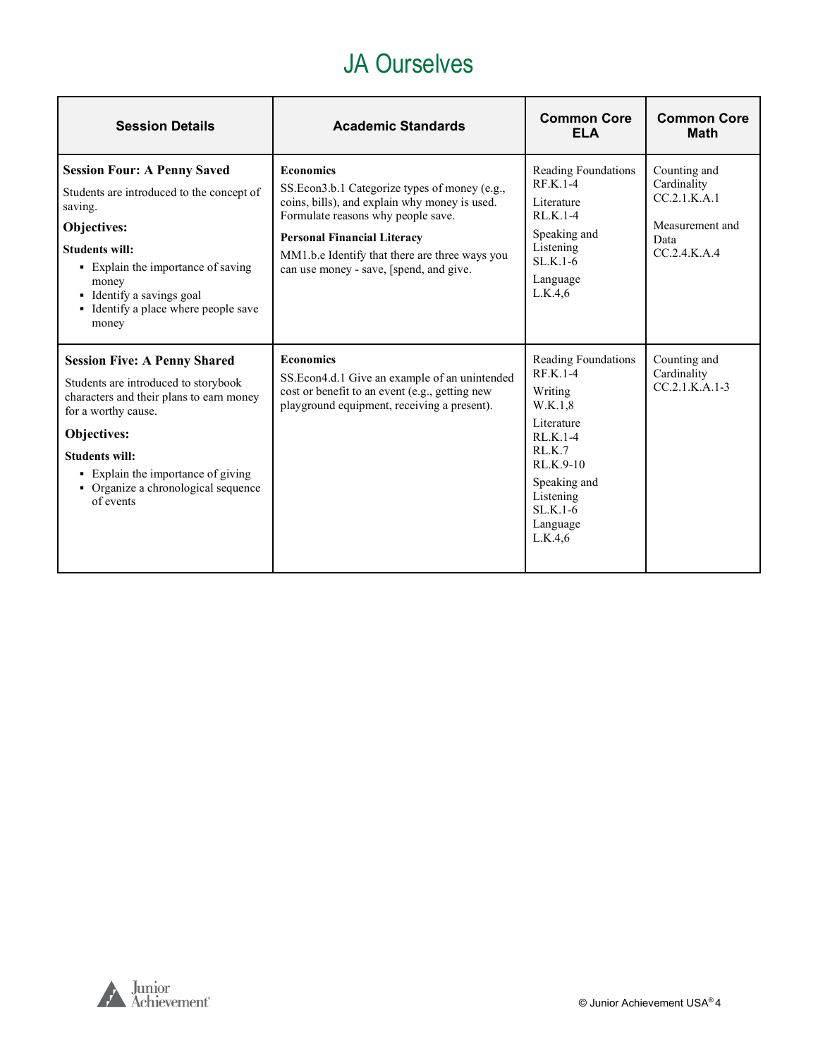# JA Ourselves

| Session Details | Academic Standards | Common Core ELA | Common Core Math |
|---|---|---|---|
| **Session Four: A Penny Saved**<br>Students are introduced to the concept of saving.<br>**Objectives:**<br>**Students will:**<br>▪ Explain the importance of saving money<br>▪ Identify a savings goal<br>▪ Identify a place where people save money | **Economics**<br>SS.Econ3.b.1 Categorize types of money (e.g., coins, bills), and explain why money is used. Formulate reasons why people save.<br>**Personal Financial Literacy**<br>MM1.b.e Identify that there are three ways you can use money - save, [spend, and give. | Reading Foundations RF.K.1-4<br>Literature RL.K.1-4<br>Speaking and Listening SL.K.1-6<br>Language L.K.4,6 | Counting and Cardinality CC.2.1.K.A.1<br>Measurement and Data CC.2.4.K.A.4 |
| **Session Five: A Penny Shared**<br>Students are introduced to storybook characters and their plans to earn money for a worthy cause.<br>**Objectives:**<br>**Students will:**<br>▪ Explain the importance of giving<br>▪ Organize a chronological sequence of events | **Economics**<br>SS.Econ4.d.1 Give an example of an unintended cost or benefit to an event (e.g., getting new playground equipment, receiving a present). | Reading Foundations RF.K.1-4<br>Writing W.K.1,8<br>Literature RL.K.1-4 RL.K.7 RL.K.9-10<br>Speaking and Listening SL.K.1-6<br>Language L.K.4,6 | Counting and Cardinality CC.2.1.K.A.1-3 |

© Junior Achievement USA®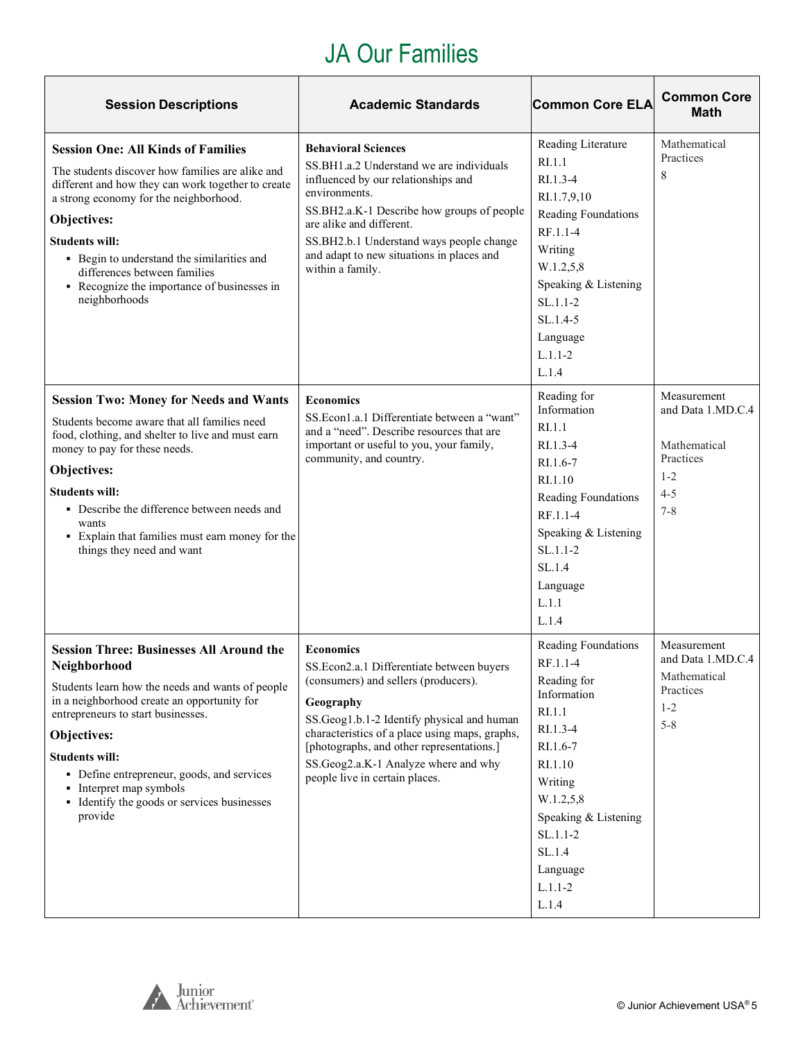# JA Our Families

| Session Descriptions | Academic Standards | Common Core ELA | Common Core Math |
|---|---|---|---|
| **Session One: All Kinds of Families**<br>The students discover how families are alike and different and how they can work together to create a strong economy for the neighborhood.<br>**Objectives:**<br>**Students will:**<br>▪ Begin to understand the similarities and differences between families<br>▪ Recognize the importance of businesses in neighborhoods | **Behavioral Sciences**<br>SS.BH1.a.2 Understand we are individuals influenced by our relationships and environments.<br>SS.BH2.a.K-1 Describe how groups of people are alike and different.<br>SS.BH2.b.1 Understand ways people change and adapt to new situations in places and within a family. | Reading Literature<br>RI.1.1<br>RI.1.3-4<br>RI.1.7,9,10<br>Reading Foundations<br>RF.1.1-4<br>Writing<br>W.1.2,5,8<br>Speaking & Listening<br>SL.1.1-2<br>SL.1.4-5<br>Language<br>L.1.1-2<br>L.1.4 | Mathematical Practices<br>8 |
| **Session Two: Money for Needs and Wants**<br>Students become aware that all families need food, clothing, and shelter to live and must earn money to pay for these needs.<br>**Objectives:**<br>**Students will:**<br>▪ Describe the difference between needs and wants<br>▪ Explain that families must earn money for the things they need and want | **Economics**<br>SS.Econ1.a.1 Differentiate between a "want" and a "need". Describe resources that are important or useful to you, your family, community, and country. | Reading for Information<br>RI.1.1<br>RI.1.3-4<br>RI.1.6-7<br>RI.1.10<br>Reading Foundations<br>RF.1.1-4<br>Speaking & Listening<br>SL.1.1-2<br>SL.1.4<br>Language<br>L.1.1<br>L.1.4 | Measurement and Data 1.MD.C.4<br><br>Mathematical Practices<br>1-2<br>4-5<br>7-8 |
| **Session Three: Businesses All Around the Neighborhood**<br>Students learn how the needs and wants of people in a neighborhood create an opportunity for entrepreneurs to start businesses.<br>**Objectives:**<br>**Students will:**<br>▪ Define entrepreneur, goods, and services<br>▪ Interpret map symbols<br>▪ Identify the goods or services businesses provide | **Economics**<br>SS.Econ2.a.1 Differentiate between buyers (consumers) and sellers (producers).<br>**Geography**<br>SS.Geog1.b.1-2 Identify physical and human characteristics of a place using maps, graphs, [photographs, and other representations.]<br>SS.Geog2.a.K-1 Analyze where and why people live in certain places. | Reading Foundations<br>RF.1.1-4<br>Reading for Information<br>RI.1.1<br>RI.1.3-4<br>RI.1.6-7<br>RI.1.10<br>Writing<br>W.1.2,5,8<br>Speaking & Listening<br>SL.1.1-2<br>SL.1.4<br>Language<br>L.1.1-2<br>L.1.4 | Measurement and Data 1.MD.C.4<br>Mathematical Practices<br>1-2<br>5-8 |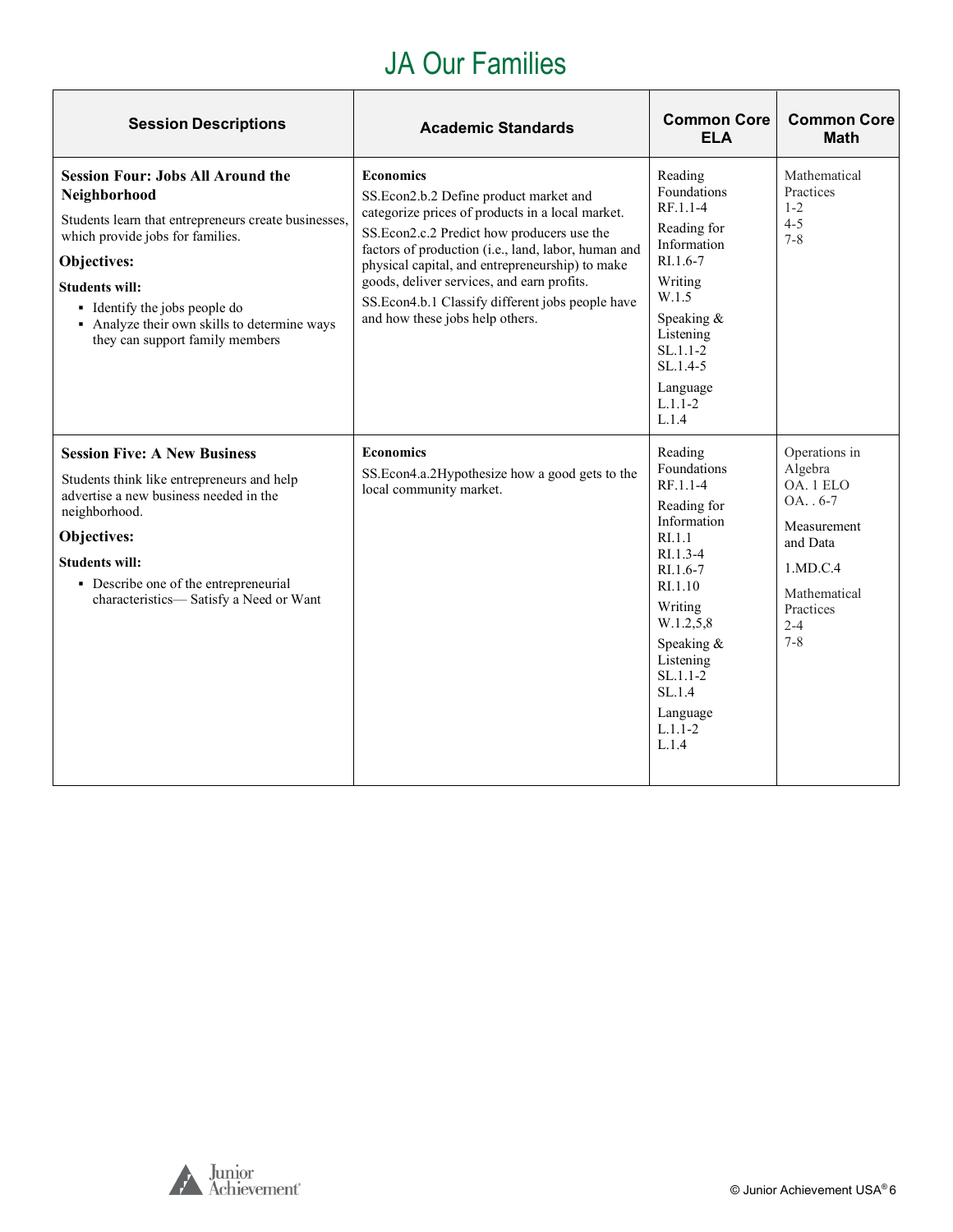# JA Our Families

| Session Descriptions | Academic Standards | Common Core ELA | Common Core Math |
|---|---|---|---|
| **Session Four: Jobs All Around the Neighborhood**<br>Students learn that entrepreneurs create businesses, which provide jobs for families.<br>**Objectives:**<br>**Students will:**<br>▪ Identify the jobs people do<br>▪ Analyze their own skills to determine ways they can support family members | **Economics**<br>SS.Econ2.b.2 Define product market and categorize prices of products in a local market.<br>SS.Econ2.c.2 Predict how producers use the factors of production (i.e., land, labor, human and physical capital, and entrepreneurship) to make goods, deliver services, and earn profits.<br>SS.Econ4.b.1 Classify different jobs people have and how these jobs help others. | Reading Foundations RF.1.1-4<br>Reading for Information RI.1.6-7<br>Writing W.1.5<br>Speaking & Listening SL.1.1-2 SL.1.4-5<br>Language L.1.1-2 L.1.4 | Mathematical Practices 1-2 4-5 7-8 |
| **Session Five: A New Business**<br>Students think like entrepreneurs and help advertise a new business needed in the neighborhood.<br>**Objectives:**<br>**Students will:**<br>▪ Describe one of the entrepreneurial characteristics— Satisfy a Need or Want | **Economics**<br>SS.Econ4.a.2Hypothesize how a good gets to the local community market. | Reading Foundations RF.1.1-4<br>Reading for Information RI.1.1 RI.1.3-4 RI.1.6-7 RI.1.10<br>Writing W.1.2,5,8<br>Speaking & Listening SL.1.1-2 SL.1.4<br>Language L.1.1-2 L.1.4 | Operations in Algebra OA. 1 ELO OA. . 6-7<br>Measurement and Data<br>1.MD.C.4<br>Mathematical Practices 2-4 7-8 |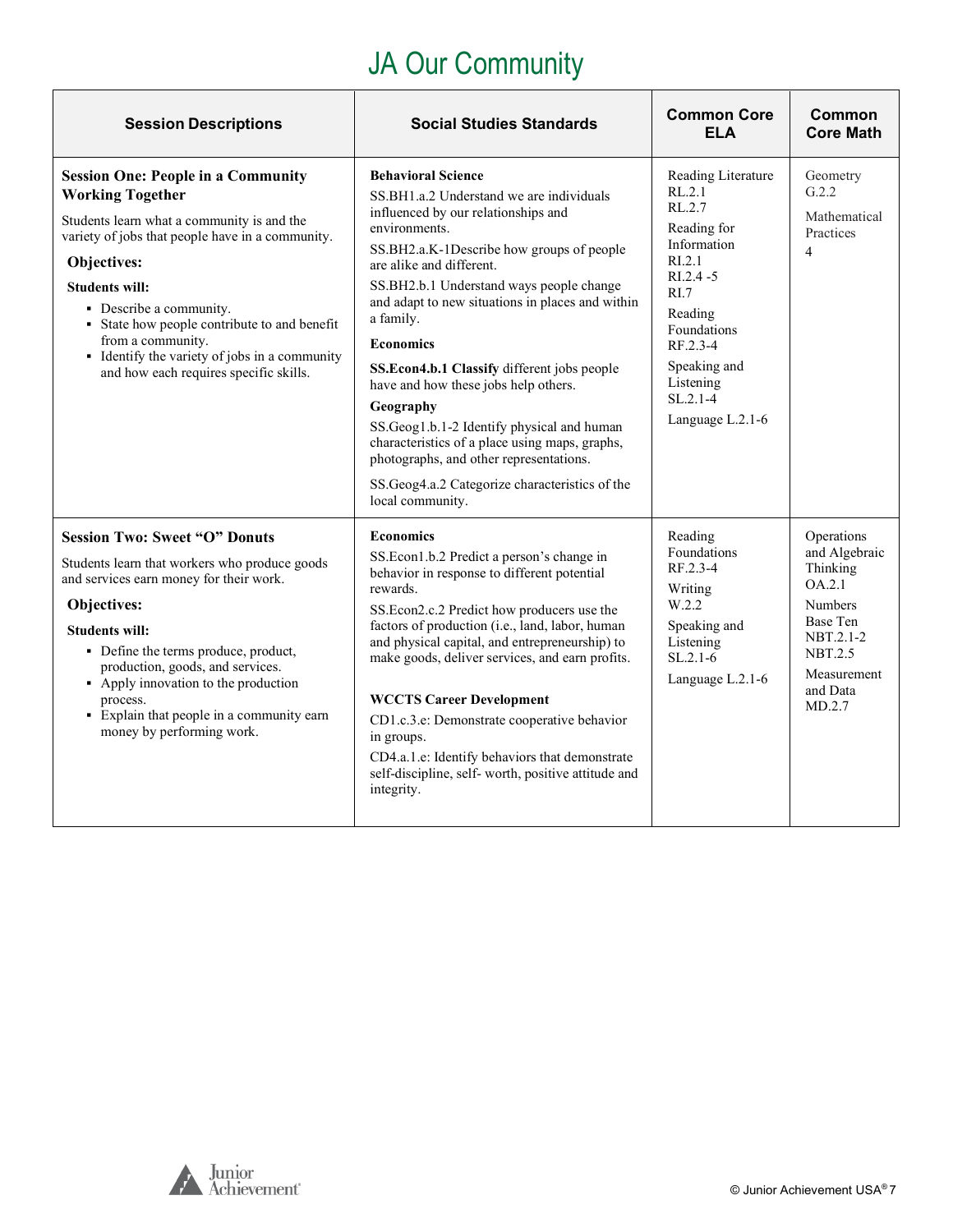# JA Our Community

| Session Descriptions | Social Studies Standards | Common Core ELA | Common Core Math |
|---|---|---|---|
| **Session One: People in a Community Working Together**<br><br>Students learn what a community is and the variety of jobs that people have in a community.<br><br>**Objectives:**<br><br>**Students will:**<br>▪ Describe a community.<br>▪ State how people contribute to and benefit from a community.<br>▪ Identify the variety of jobs in a community and how each requires specific skills. | **Behavioral Science**<br>SS.BH1.a.2 Understand we are individuals influenced by our relationships and environments.<br>SS.BH2.a.K-1Describe how groups of people are alike and different.<br>SS.BH2.b.1 Understand ways people change and adapt to new situations in places and within a family.<br>**Economics**<br>**SS.Econ4.b.1 Classify** different jobs people have and how these jobs help others.<br>**Geography**<br>SS.Geog1.b.1-2 Identify physical and human characteristics of a place using maps, graphs, photographs, and other representations.<br><br>SS.Geog4.a.2 Categorize characteristics of the local community. | Reading Literature RL.2.1 RL.2.7<br>Reading for Information RI.2.1 RI.2.4 -5 RI.7<br>Reading Foundations RF.2.3-4<br>Speaking and Listening SL.2.1-4<br>Language L.2.1-6 | Geometry G.2.2<br>Mathematical Practices 4 |
| **Session Two: Sweet "O" Donuts**<br><br>Students learn that workers who produce goods and services earn money for their work.<br><br>**Objectives:**<br><br>**Students will:**<br>▪ Define the terms produce, product, production, goods, and services.<br>▪ Apply innovation to the production process.<br>▪ Explain that people in a community earn money by performing work. | **Economics**<br>SS.Econ1.b.2 Predict a person's change in behavior in response to different potential rewards.<br>SS.Econ2.c.2 Predict how producers use the factors of production (i.e., land, labor, human and physical capital, and entrepreneurship) to make goods, deliver services, and earn profits.<br><br>**WCCTS Career Development**<br>CD1.c.3.e: Demonstrate cooperative behavior in groups.<br>CD4.a.1.e: Identify behaviors that demonstrate self-discipline, self- worth, positive attitude and integrity. | Reading Foundations RF.2.3-4<br>Writing W.2.2<br>Speaking and Listening SL.2.1-6<br>Language L.2.1-6 | Operations and Algebraic Thinking OA.2.1<br>Numbers Base Ten NBT.2.1-2 NBT.2.5<br>Measurement and Data MD.2.7 |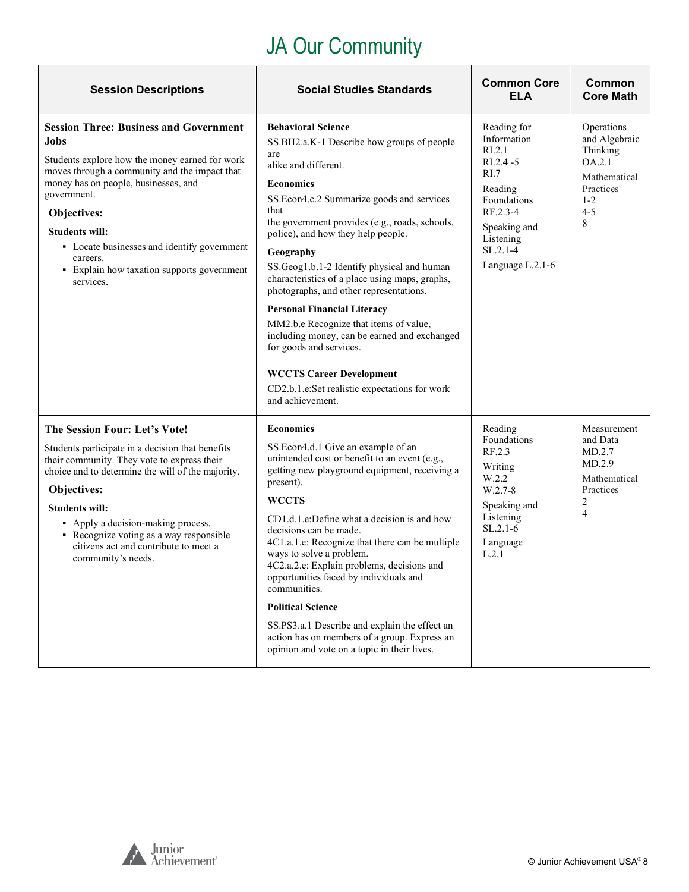# JA Our Community

| Session Descriptions | Social Studies Standards | Common Core ELA | Common Core Math |
|---|---|---|---|
| **Session Three: Business and Government Jobs**<br><br>Students explore how the money earned for work moves through a community and the impact that money has on people, businesses, and government.<br><br>**Objectives:**<br><br>**Students will:**<br>▪ Locate businesses and identify government careers.<br>▪ Explain how taxation supports government services. | **Behavioral Science**<br>SS.BH2.a.K-1 Describe how groups of people are alike and different.<br><br>**Economics**<br>SS.Econ4.c.2 Summarize goods and services that the government provides (e.g., roads, schools, police), and how they help people.<br><br>**Geography**<br>SS.Geog1.b.1-2 Identify physical and human characteristics of a place using maps, graphs, photographs, and other representations.<br><br>**Personal Financial Literacy**<br>MM2.b.e Recognize that items of value, including money, can be earned and exchanged for goods and services.<br><br>**WCCTS Career Development**<br>CD2.b.1.e:Set realistic expectations for work and achievement. | Reading for Information<br>RI.2.1<br>RI.2.4 -5<br>RI.7<br><br>Reading Foundations<br>RF.2.3-4<br><br>Speaking and Listening<br>SL.2.1-4<br><br>Language L.2.1-6 | Operations and Algebraic Thinking<br>OA.2.1<br><br>Mathematical Practices<br>1-2<br>4-5<br>8 |
| **The Session Four: Let's Vote!**<br><br>Students participate in a decision that benefits their community. They vote to express their choice and to determine the will of the majority.<br><br>**Objectives:**<br><br>**Students will:**<br>▪ Apply a decision-making process.<br>▪ Recognize voting as a way responsible citizens act and contribute to meet a community's needs. | **Economics**<br>SS.Econ4.d.1 Give an example of an unintended cost or benefit to an event (e.g., getting new playground equipment, receiving a present).<br><br>**WCCTS**<br>CD1.d.1.e:Define what a decision is and how decisions can be made.<br>4C1.a.1.e: Recognize that there can be multiple ways to solve a problem.<br>4C2.a.2.e: Explain problems, decisions and opportunities faced by individuals and communities.<br><br>**Political Science**<br>SS.PS3.a.1 Describe and explain the effect an action has on members of a group. Express an opinion and vote on a topic in their lives. | Reading Foundations<br>RF.2.3<br><br>Writing<br>W.2.2<br>W.2.7-8<br><br>Speaking and Listening<br>SL.2.1-6<br><br>Language<br>L.2.1 | Measurement and Data<br>MD.2.7<br>MD.2.9<br><br>Mathematical Practices<br>2<br>4 |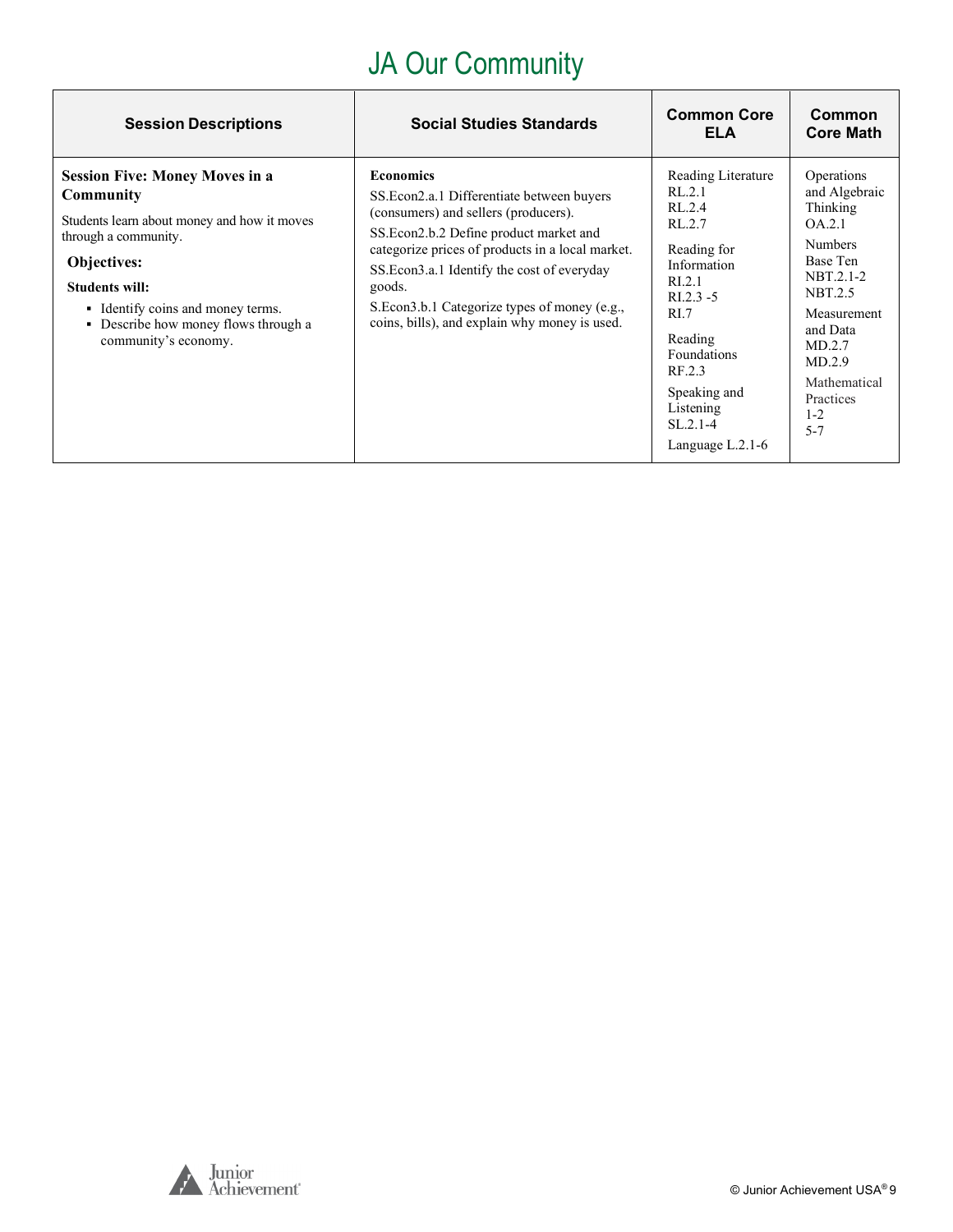# JA Our Community

| Session Descriptions | Social Studies Standards | Common Core ELA | Common Core Math |
|---|---|---|---|
| **Session Five: Money Moves in a Community**<br>Students learn about money and how it moves through a community.<br>**Objectives:**<br>**Students will:**<br>▪ Identify coins and money terms.<br>▪ Describe how money flows through a community's economy. | **Economics**<br>SS.Econ2.a.1 Differentiate between buyers (consumers) and sellers (producers).<br>SS.Econ2.b.2 Define product market and categorize prices of products in a local market.<br>SS.Econ3.a.1 Identify the cost of everyday goods.<br>S.Econ3.b.1 Categorize types of money (e.g., coins, bills), and explain why money is used. | Reading Literature<br>RL.2.1<br>RL.2.4<br>RL.2.7<br>Reading for Information<br>RI.2.1<br>RI.2.3 -5<br>RI.7<br>Reading Foundations<br>RF.2.3<br>Speaking and Listening<br>SL.2.1-4<br>Language L.2.1-6 | Operations and Algebraic Thinking<br>OA.2.1<br>Numbers Base Ten<br>NBT.2.1-2<br>NBT.2.5<br>Measurement and Data<br>MD.2.7<br>MD.2.9<br>Mathematical Practices<br>1-2<br>5-7 |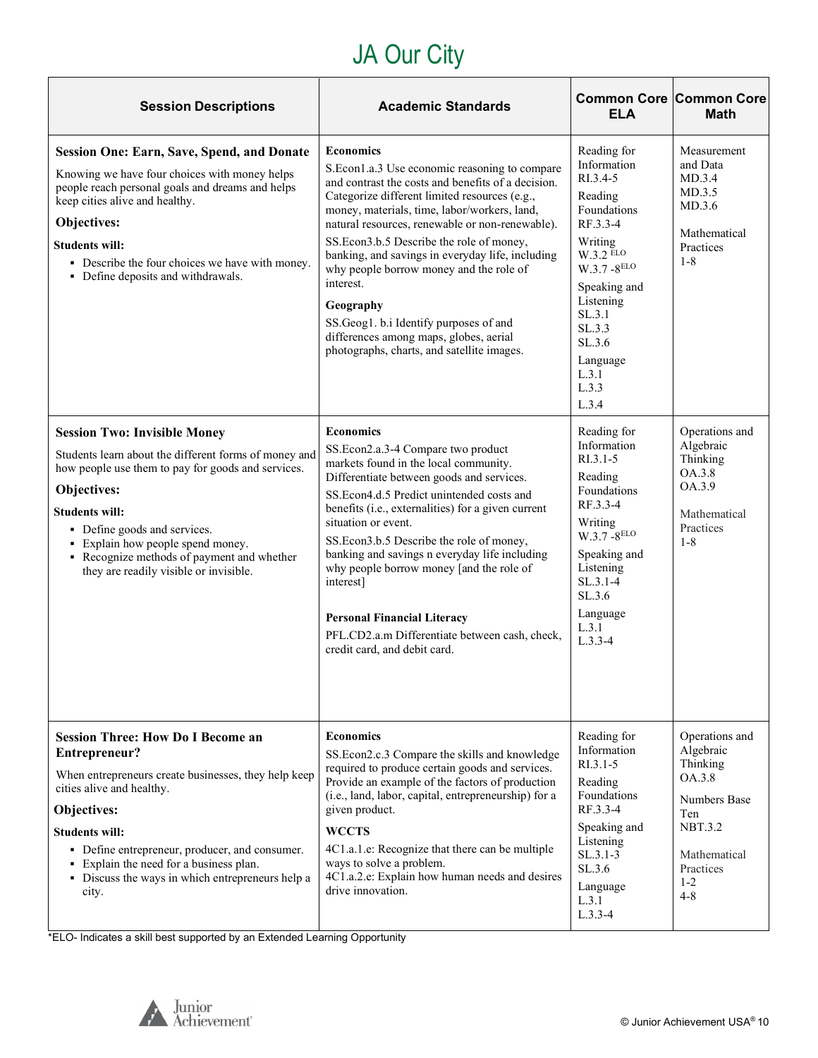# JA Our City

| Session Descriptions | Academic Standards | Common Core ELA | Common Core Math |
|---|---|---|---|
| **Session One: Earn, Save, Spend, and Donate**<br>Knowing we have four choices with money helps people reach personal goals and dreams and helps keep cities alive and healthy.<br>**Objectives:**<br>**Students will:**<br>▪ Describe the four choices we have with money.<br>▪ Define deposits and withdrawals. | **Economics**<br>S.Econ1.a.3 Use economic reasoning to compare and contrast the costs and benefits of a decision. Categorize different limited resources (e.g., money, materials, time, labor/workers, land, natural resources, renewable or non-renewable).<br>SS.Econ3.b.5 Describe the role of money, banking, and savings in everyday life, including why people borrow money and the role of interest.<br>**Geography**<br>SS.Geog1. b.i Identify purposes of and differences among maps, globes, aerial photographs, charts, and satellite images. | Reading for Information<br>RI.3.4-5<br>Reading Foundations<br>RF.3.3-4<br>Writing<br>W.3.2 ELO<br>W.3.7 -8ELO<br>Speaking and Listening<br>SL.3.1<br>SL.3.3<br>SL.3.6<br>Language<br>L.3.1<br>L.3.3<br>L.3.4 | Measurement and Data<br>MD.3.4<br>MD.3.5<br>MD.3.6<br><br>Mathematical Practices<br>1-8 |
| **Session Two: Invisible Money**<br>Students learn about the different forms of money and how people use them to pay for goods and services.<br>**Objectives:**<br>**Students will:**<br>▪ Define goods and services.<br>▪ Explain how people spend money.<br>▪ Recognize methods of payment and whether they are readily visible or invisible. | **Economics**<br>SS.Econ2.a.3-4 Compare two product markets found in the local community. Differentiate between goods and services.<br>SS.Econ4.d.5 Predict unintended costs and benefits (i.e., externalities) for a given current situation or event.<br>SS.Econ3.b.5 Describe the role of money, banking and savings n everyday life including why people borrow money [and the role of interest]<br><br>**Personal Financial Literacy**<br>PFL.CD2.a.m Differentiate between cash, check, credit card, and debit card. | Reading for Information<br>RI.3.1-5<br>Reading Foundations<br>RF.3.3-4<br>Writing<br>W.3.7 -8ELO<br>Speaking and Listening<br>SL.3.1-4<br>SL.3.6<br>Language<br>L.3.1<br>L.3.3-4 | Operations and Algebraic Thinking<br>OA.3.8<br>OA.3.9<br><br>Mathematical Practices<br>1-8 |
| **Session Three: How Do I Become an Entrepreneur?**<br>When entrepreneurs create businesses, they help keep cities alive and healthy.<br>**Objectives:**<br>**Students will:**<br>▪ Define entrepreneur, producer, and consumer.<br>▪ Explain the need for a business plan.<br>▪ Discuss the ways in which entrepreneurs help a city. | **Economics**<br>SS.Econ2.c.3 Compare the skills and knowledge required to produce certain goods and services. Provide an example of the factors of production (i.e., land, labor, capital, entrepreneurship) for a given product.<br>**WCCTS**<br>4C1.a.1.e: Recognize that there can be multiple ways to solve a problem.<br>4C1.a.2.e: Explain how human needs and desires drive innovation. | Reading for Information<br>RI.3.1-5<br>Reading Foundations<br>RF.3.3-4<br>Speaking and Listening<br>SL.3.1-3<br>SL.3.6<br>Language<br>L.3.1<br>L.3.3-4 | Operations and Algebraic Thinking<br>OA.3.8<br><br>Numbers Base Ten<br>NBT.3.2<br><br>Mathematical Practices<br>1-2<br>4-8 |

*ELO- Indicates a skill best supported by an Extended Learning Opportunity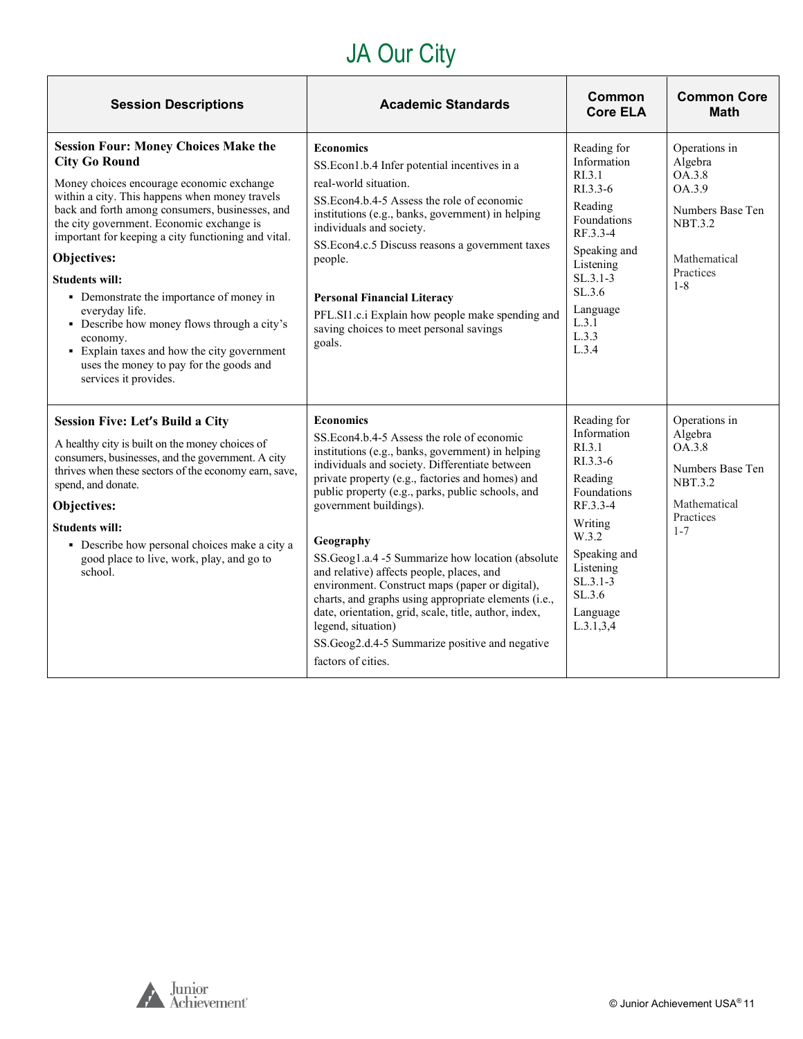# JA Our City

| Session Descriptions | Academic Standards | Common Core ELA | Common Core Math |
|---|---|---|---|
| **Session Four: Money Choices Make the City Go Round**<br><br>Money choices encourage economic exchange within a city. This happens when money travels back and forth among consumers, businesses, and the city government. Economic exchange is important for keeping a city functioning and vital.<br><br>**Objectives:**<br><br>**Students will:**<br>▪ Demonstrate the importance of money in everyday life.<br>▪ Describe how money flows through a city's economy.<br>▪ Explain taxes and how the city government uses the money to pay for the goods and services it provides. | **Economics**<br>SS.Econ1.b.4 Infer potential incentives in a real-world situation.<br>SS.Econ4.b.4-5 Assess the role of economic institutions (e.g., banks, government) in helping individuals and society.<br>SS.Econ4.c.5 Discuss reasons a government taxes people.<br><br>**Personal Financial Literacy**<br>PFL.SI1.c.i Explain how people make spending and saving choices to meet personal savings goals. | Reading for Information<br>RI.3.1<br>RI.3.3-6<br>Reading Foundations<br>RF.3.3-4<br>Speaking and Listening<br>SL.3.1-3<br>SL.3.6<br>Language<br>L.3.1<br>L.3.3<br>L.3.4 | Operations in Algebra<br>OA.3.8<br>OA.3.9<br><br>Numbers Base Ten<br>NBT.3.2<br><br>Mathematical Practices<br>1-8 |
| **Session Five: Let's Build a City**<br><br>A healthy city is built on the money choices of consumers, businesses, and the government. A city thrives when these sectors of the economy earn, save, spend, and donate.<br><br>**Objectives:**<br><br>**Students will:**<br>▪ Describe how personal choices make a city a good place to live, work, play, and go to school. | **Economics**<br>SS.Econ4.b.4-5 Assess the role of economic institutions (e.g., banks, government) in helping individuals and society. Differentiate between private property (e.g., factories and homes) and public property (e.g., parks, public schools, and government buildings).<br><br>**Geography**<br>SS.Geog1.a.4 -5 Summarize how location (absolute and relative) affects people, places, and environment. Construct maps (paper or digital), charts, and graphs using appropriate elements (i.e., date, orientation, grid, scale, title, author, index, legend, situation)<br>SS.Geog2.d.4-5 Summarize positive and negative factors of cities. | Reading for Information<br>RI.3.1<br>RI.3.3-6<br>Reading Foundations<br>RF.3.3-4<br>Writing<br>W.3.2<br>Speaking and Listening<br>SL.3.1-3<br>SL.3.6<br>Language<br>L.3.1,3,4 | Operations in Algebra<br>OA.3.8<br><br>Numbers Base Ten<br>NBT.3.2<br><br>Mathematical Practices<br>1-7 |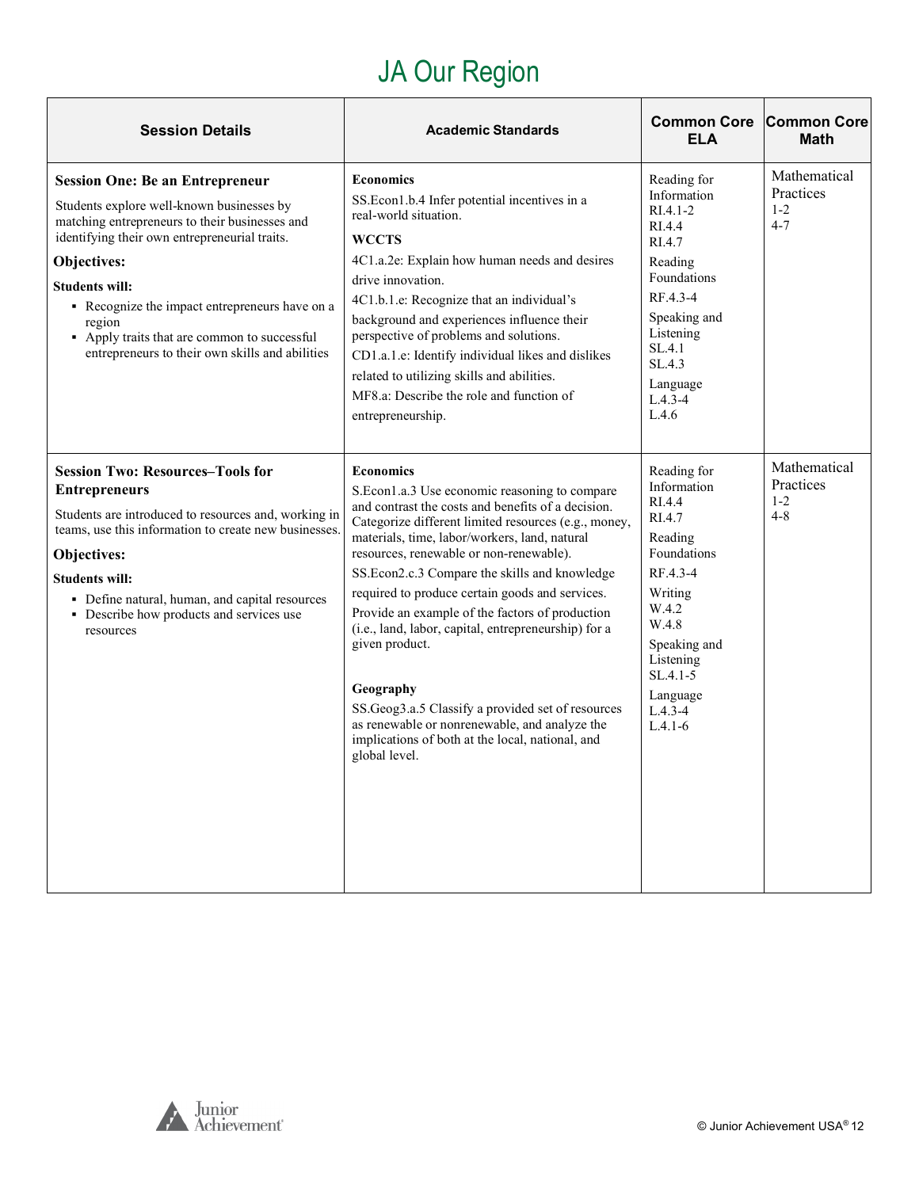# JA Our Region

| Session Details | Academic Standards | Common Core ELA | Common Core Math |
|---|---|---|---|
| **Session One: Be an Entrepreneur**<br>Students explore well-known businesses by matching entrepreneurs to their businesses and identifying their own entrepreneurial traits.<br>**Objectives:**<br>**Students will:**<br>▪ Recognize the impact entrepreneurs have on a region<br>▪ Apply traits that are common to successful entrepreneurs to their own skills and abilities | **Economics**<br>SS.Econ1.b.4 Infer potential incentives in a real-world situation.<br>**WCCTS**<br>4C1.a.2e: Explain how human needs and desires drive innovation.<br>4C1.b.1.e: Recognize that an individual's background and experiences influence their perspective of problems and solutions.<br>CD1.a.1.e: Identify individual likes and dislikes related to utilizing skills and abilities.<br>MF8.a: Describe the role and function of entrepreneurship. | Reading for Information<br>RI.4.1-2<br>RI.4.4<br>RI.4.7<br>Reading Foundations<br>RF.4.3-4<br>Speaking and Listening<br>SL.4.1<br>SL.4.3<br>Language<br>L.4.3-4<br>L.4.6 | Mathematical Practices<br>1-2<br>4-7 |
| **Session Two: Resources–Tools for Entrepreneurs**<br>Students are introduced to resources and, working in teams, use this information to create new businesses.<br>**Objectives:**<br>**Students will:**<br>▪ Define natural, human, and capital resources<br>▪ Describe how products and services use resources | **Economics**<br>S.Econ1.a.3 Use economic reasoning to compare and contrast the costs and benefits of a decision. Categorize different limited resources (e.g., money, materials, time, labor/workers, land, natural resources, renewable or non-renewable).<br>SS.Econ2.c.3 Compare the skills and knowledge required to produce certain goods and services. Provide an example of the factors of production (i.e., land, labor, capital, entrepreneurship) for a given product.<br>**Geography**<br>SS.Geog3.a.5 Classify a provided set of resources as renewable or nonrenewable, and analyze the implications of both at the local, national, and global level. | Reading for Information<br>RI.4.4<br>RI.4.7<br>Reading Foundations<br>RF.4.3-4<br>Writing<br>W.4.2<br>W.4.8<br>Speaking and Listening<br>SL.4.1-5<br>Language<br>L.4.3-4<br>L.4.1-6 | Mathematical Practices<br>1-2<br>4-8 |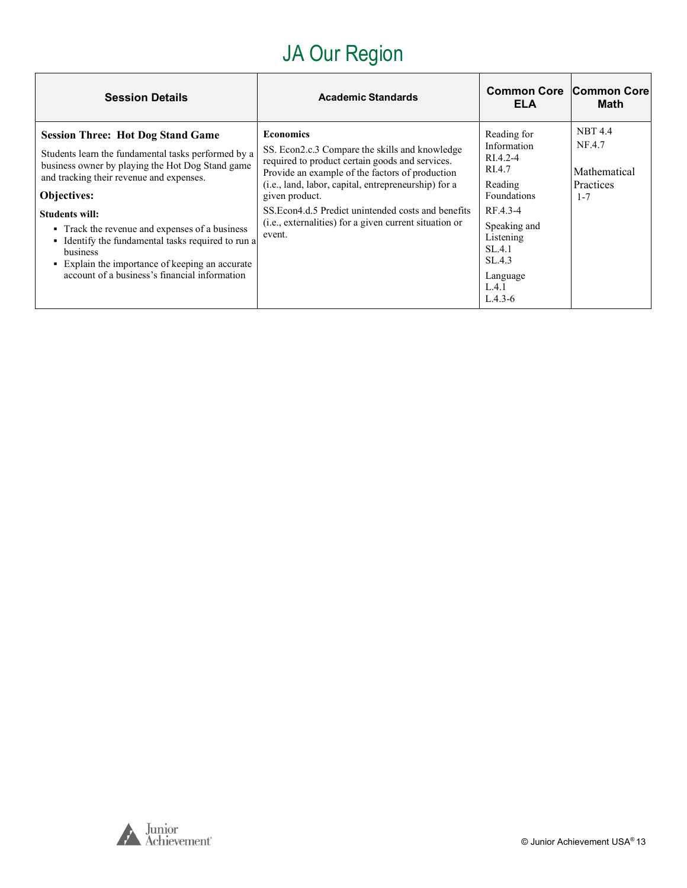# JA Our Region

| Session Details | Academic Standards | Common Core ELA | Common Core Math |
|---|---|---|---|
| **Session Three: Hot Dog Stand Game**<br><br>Students learn the fundamental tasks performed by a business owner by playing the Hot Dog Stand game and tracking their revenue and expenses.<br><br>**Objectives:**<br><br>**Students will:**<br>▪ Track the revenue and expenses of a business<br>▪ Identify the fundamental tasks required to run a business<br>▪ Explain the importance of keeping an accurate account of a business's financial information | **Economics**<br><br>SS. Econ2.c.3 Compare the skills and knowledge required to product certain goods and services. Provide an example of the factors of production (i.e., land, labor, capital, entrepreneurship) for a given product.<br><br>SS.Econ4.d.5 Predict unintended costs and benefits (i.e., externalities) for a given current situation or event. | Reading for Information<br>RI.4.2-4<br>RI.4.7<br><br>Reading Foundations<br>RF.4.3-4<br><br>Speaking and Listening<br>SL.4.1<br>SL.4.3<br><br>Language<br>L.4.1<br>L.4.3-6 | NBT 4.4<br>NF.4.7<br><br>Mathematical Practices<br>1-7 |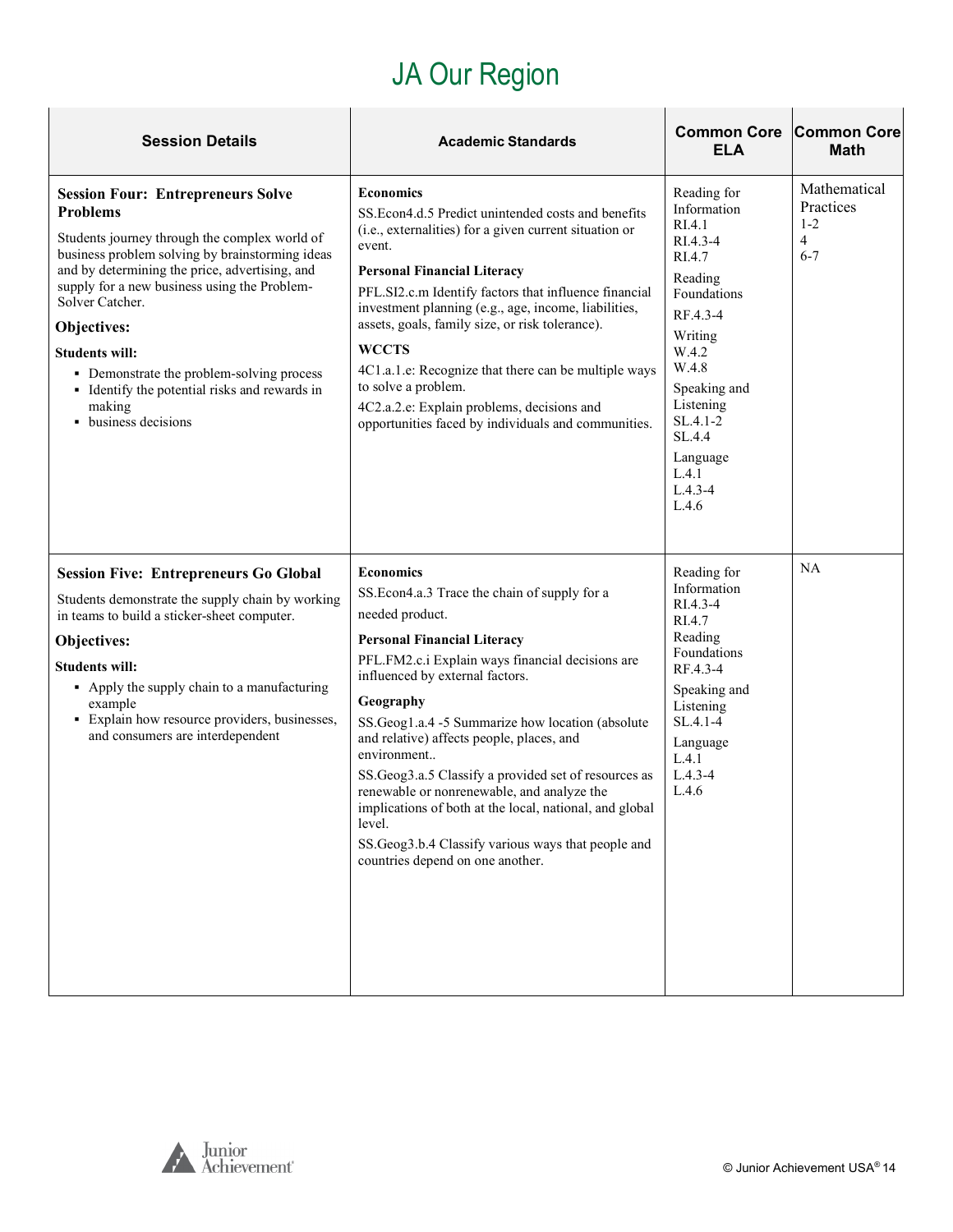# JA Our Region

| Session Details | Academic Standards | Common Core ELA | Common Core Math |
|---|---|---|---|
| **Session Four: Entrepreneurs Solve Problems**<br><br>Students journey through the complex world of business problem solving by brainstorming ideas and by determining the price, advertising, and supply for a new business using the Problem-Solver Catcher.<br><br>**Objectives:**<br><br>**Students will:**<br>▪ Demonstrate the problem-solving process<br>▪ Identify the potential risks and rewards in making<br>▪ business decisions | **Economics**<br>SS.Econ4.d.5 Predict unintended costs and benefits (i.e., externalities) for a given current situation or event.<br><br>**Personal Financial Literacy**<br>PFL.SI2.c.m Identify factors that influence financial investment planning (e.g., age, income, liabilities, assets, goals, family size, or risk tolerance).<br><br>**WCCTS**<br>4C1.a.1.e: Recognize that there can be multiple ways to solve a problem.<br>4C2.a.2.e: Explain problems, decisions and opportunities faced by individuals and communities. | Reading for Information<br>RI.4.1<br>RI.4.3-4<br>RI.4.7<br>Reading Foundations<br>RF.4.3-4<br>Writing<br>W.4.2<br>W.4.8<br>Speaking and Listening<br>SL.4.1-2<br>SL.4.4<br>Language<br>L.4.1<br>L.4.3-4<br>L.4.6 | Mathematical Practices<br>1-2<br>4<br>6-7 |
| **Session Five: Entrepreneurs Go Global**<br><br>Students demonstrate the supply chain by working in teams to build a sticker-sheet computer.<br><br>**Objectives:**<br><br>**Students will:**<br>▪ Apply the supply chain to a manufacturing example<br>▪ Explain how resource providers, businesses, and consumers are interdependent | **Economics**<br>SS.Econ4.a.3 Trace the chain of supply for a needed product.<br><br>**Personal Financial Literacy**<br>PFL.FM2.c.i Explain ways financial decisions are influenced by external factors.<br><br>**Geography**<br>SS.Geog1.a.4 -5 Summarize how location (absolute and relative) affects people, places, and environment..<br>SS.Geog3.a.5 Classify a provided set of resources as renewable or nonrenewable, and analyze the implications of both at the local, national, and global level.<br>SS.Geog3.b.4 Classify various ways that people and countries depend on one another. | Reading for Information<br>RI.4.3-4<br>RI.4.7<br>Reading Foundations<br>RF.4.3-4<br>Speaking and Listening<br>SL.4.1-4<br>Language<br>L.4.1<br>L.4.3-4<br>L.4.6 | NA |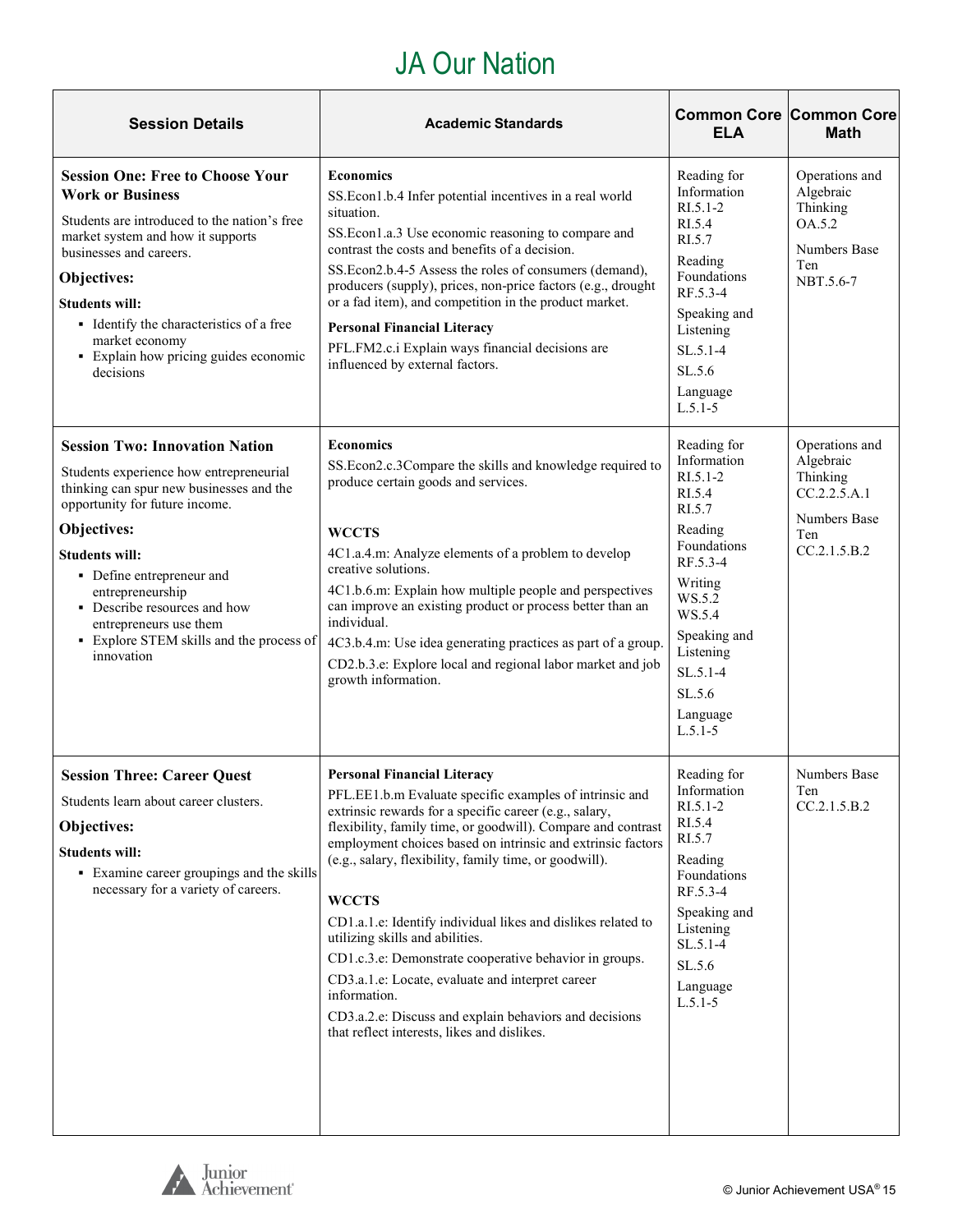# JA Our Nation

| Session Details | Academic Standards | Common Core ELA | Common Core Math |
|---|---|---|---|
| **Session One: Free to Choose Your Work or Business**<br><br>Students are introduced to the nation's free market system and how it supports businesses and careers.<br><br>**Objectives:**<br><br>**Students will:**<br>▪ Identify the characteristics of a free market economy<br>▪ Explain how pricing guides economic decisions | **Economics**<br>SS.Econ1.b.4 Infer potential incentives in a real world situation.<br>SS.Econ1.a.3 Use economic reasoning to compare and contrast the costs and benefits of a decision.<br>SS.Econ2.b.4-5 Assess the roles of consumers (demand), producers (supply), prices, non-price factors (e.g., drought or a fad item), and competition in the product market.<br><br>**Personal Financial Literacy**<br>PFL.FM2.c.i Explain ways financial decisions are influenced by external factors. | Reading for Information<br>RI.5.1-2<br>RI.5.4<br>RI.5.7<br>Reading Foundations<br>RF.5.3-4<br>Speaking and Listening<br>SL.5.1-4<br>SL.5.6<br>Language<br>L.5.1-5 | Operations and Algebraic Thinking<br>OA.5.2<br>Numbers Base Ten<br>NBT.5.6-7 |
| **Session Two: Innovation Nation**<br><br>Students experience how entrepreneurial thinking can spur new businesses and the opportunity for future income.<br><br>**Objectives:**<br><br>**Students will:**<br>▪ Define entrepreneur and entrepreneurship<br>▪ Describe resources and how entrepreneurs use them<br>▪ Explore STEM skills and the process of innovation | **Economics**<br>SS.Econ2.c.3Compare the skills and knowledge required to produce certain goods and services.<br><br>**WCCTS**<br>4C1.a.4.m: Analyze elements of a problem to develop creative solutions.<br>4C1.b.6.m: Explain how multiple people and perspectives can improve an existing product or process better than an individual.<br>4C3.b.4.m: Use idea generating practices as part of a group.<br>CD2.b.3.e: Explore local and regional labor market and job growth information. | Reading for Information<br>RI.5.1-2<br>RI.5.4<br>RI.5.7<br>Reading Foundations<br>RF.5.3-4<br>Writing<br>WS.5.2<br>WS.5.4<br>Speaking and Listening<br>SL.5.1-4<br>SL.5.6<br>Language<br>L.5.1-5 | Operations and Algebraic Thinking<br>CC.2.2.5.A.1<br>Numbers Base Ten<br>CC.2.1.5.B.2 |
| **Session Three: Career Quest**<br><br>Students learn about career clusters.<br><br>**Objectives:**<br><br>**Students will:**<br>▪ Examine career groupings and the skills necessary for a variety of careers. | **Personal Financial Literacy**<br>PFL.EE1.b.m Evaluate specific examples of intrinsic and extrinsic rewards for a specific career (e.g., salary, flexibility, family time, or goodwill). Compare and contrast employment choices based on intrinsic and extrinsic factors (e.g., salary, flexibility, family time, or goodwill).<br><br>**WCCTS**<br>CD1.a.1.e: Identify individual likes and dislikes related to utilizing skills and abilities.<br>CD1.c.3.e: Demonstrate cooperative behavior in groups.<br>CD3.a.1.e: Locate, evaluate and interpret career information.<br>CD3.a.2.e: Discuss and explain behaviors and decisions that reflect interests, likes and dislikes. | Reading for Information<br>RI.5.1-2<br>RI.5.4<br>RI.5.7<br>Reading Foundations<br>RF.5.3-4<br>Speaking and Listening<br>SL.5.1-4<br>SL.5.6<br>Language<br>L.5.1-5 | Numbers Base Ten<br>CC.2.1.5.B.2 |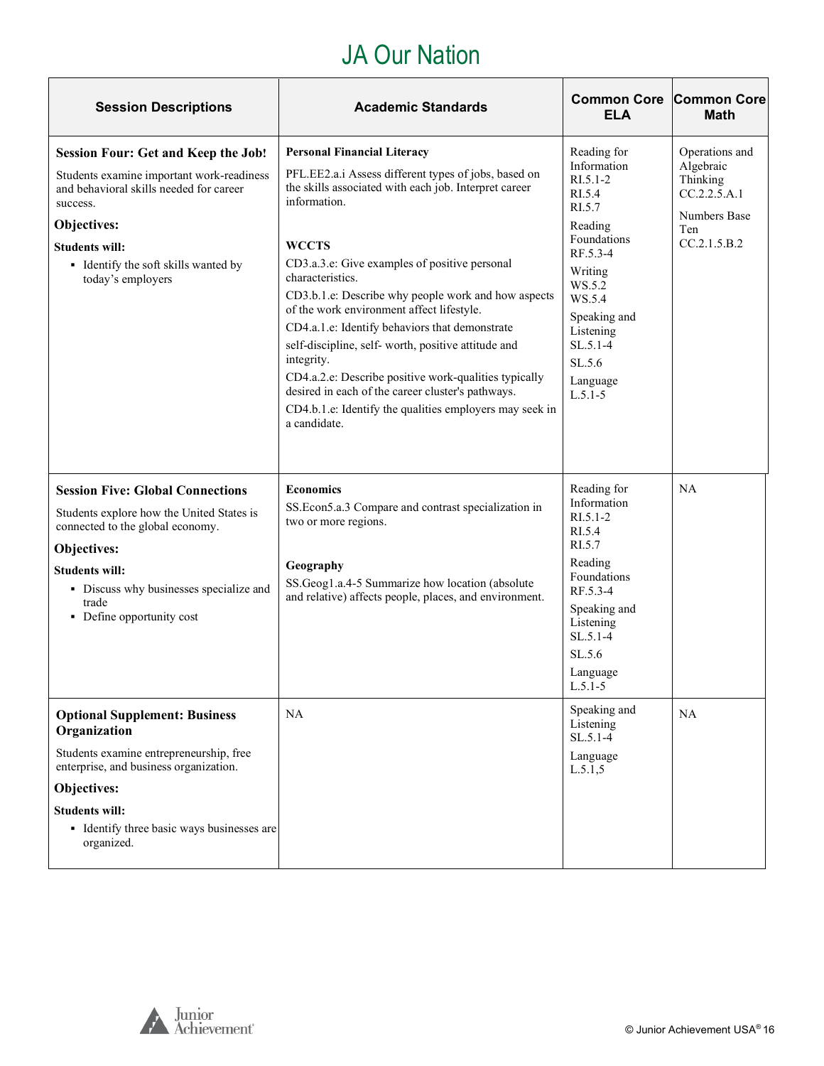# JA Our Nation

| Session Descriptions | Academic Standards | Common Core ELA | Common Core Math |
|---|---|---|---|
| **Session Four: Get and Keep the Job!**<br>Students examine important work-readiness and behavioral skills needed for career success.<br>**Objectives:**<br>**Students will:**<br>▪ Identify the soft skills wanted by today's employers | **Personal Financial Literacy**<br>PFL.EE2.a.i Assess different types of jobs, based on the skills associated with each job. Interpret career information.<br><br>**WCCTS**<br>CD3.a.3.e: Give examples of positive personal characteristics.<br>CD3.b.1.e: Describe why people work and how aspects of the work environment affect lifestyle.<br>CD4.a.1.e: Identify behaviors that demonstrate self-discipline, self- worth, positive attitude and integrity.<br>CD4.a.2.e: Describe positive work-qualities typically desired in each of the career cluster's pathways.<br>CD4.b.1.e: Identify the qualities employers may seek in a candidate. | Reading for Information<br>RI.5.1-2<br>RI.5.4<br>RI.5.7<br>Reading Foundations<br>RF.5.3-4<br>Writing<br>WS.5.2<br>WS.5.4<br>Speaking and Listening<br>SL.5.1-4<br>SL.5.6<br>Language<br>L.5.1-5 | Operations and Algebraic Thinking<br>CC.2.2.5.A.1<br>Numbers Base Ten<br>CC.2.1.5.B.2 |
| **Session Five: Global Connections**<br>Students explore how the United States is connected to the global economy.<br>**Objectives:**<br>**Students will:**<br>▪ Discuss why businesses specialize and trade<br>▪ Define opportunity cost | **Economics**<br>SS.Econ5.a.3 Compare and contrast specialization in two or more regions.<br><br>**Geography**<br>SS.Geog1.a.4-5 Summarize how location (absolute and relative) affects people, places, and environment. | Reading for Information<br>RI.5.1-2<br>RI.5.4<br>RI.5.7<br>Reading Foundations<br>RF.5.3-4<br>Speaking and Listening<br>SL.5.1-4<br>SL.5.6<br>Language<br>L.5.1-5 | NA |
| **Optional Supplement: Business Organization**<br>Students examine entrepreneurship, free enterprise, and business organization.<br>**Objectives:**<br>**Students will:**<br>▪ Identify three basic ways businesses are organized. | NA | Speaking and Listening<br>SL.5.1-4<br>Language<br>L.5.1,5 | NA |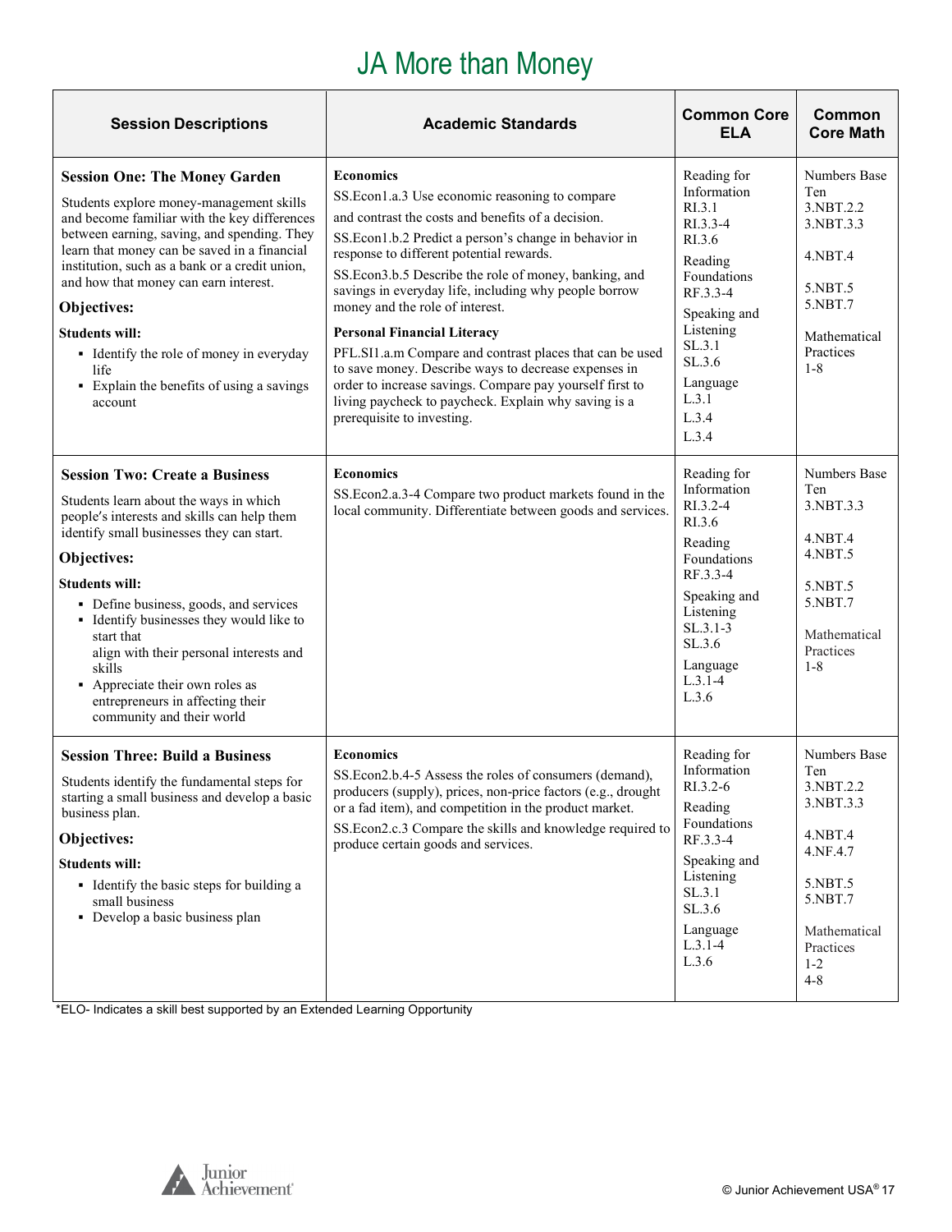# JA More than Money

| Session Descriptions | Academic Standards | Common Core ELA | Common Core Math |
|---|---|---|---|
| **Session One: The Money Garden**<br><br>Students explore money-management skills and become familiar with the key differences between earning, saving, and spending. They learn that money can be saved in a financial institution, such as a bank or a credit union, and how that money can earn interest.<br><br>**Objectives:**<br><br>**Students will:**<br>▪ Identify the role of money in everyday life<br>▪ Explain the benefits of using a savings account | **Economics**<br>SS.Econ1.a.3 Use economic reasoning to compare and contrast the costs and benefits of a decision.<br>SS.Econ1.b.2 Predict a person's change in behavior in response to different potential rewards.<br>SS.Econ3.b.5 Describe the role of money, banking, and savings in everyday life, including why people borrow money and the role of interest.<br><br>**Personal Financial Literacy**<br>PFL.SI1.a.m Compare and contrast places that can be used to save money. Describe ways to decrease expenses in order to increase savings. Compare pay yourself first to living paycheck to paycheck. Explain why saving is a prerequisite to investing. | Reading for Information<br>RI.3.1<br>RI.3.3-4<br>RI.3.6<br><br>Reading Foundations<br>RF.3.3-4<br><br>Speaking and Listening<br>SL.3.1<br>SL.3.6<br><br>Language<br>L.3.1<br>L.3.4<br>L.3.4 | Numbers Base Ten<br>3.NBT.2.2<br>3.NBT.3.3<br><br>4.NBT.4<br><br>5.NBT.5<br>5.NBT.7<br><br>Mathematical Practices<br>1-8 |
| **Session Two: Create a Business**<br><br>Students learn about the ways in which people's interests and skills can help them identify small businesses they can start.<br><br>**Objectives:**<br><br>**Students will:**<br>▪ Define business, goods, and services<br>▪ Identify businesses they would like to start that align with their personal interests and skills<br>▪ Appreciate their own roles as entrepreneurs in affecting their community and their world | **Economics**<br>SS.Econ2.a.3-4 Compare two product markets found in the local community. Differentiate between goods and services. | Reading for Information<br>RI.3.2-4<br>RI.3.6<br><br>Reading Foundations<br>RF.3.3-4<br><br>Speaking and Listening<br>SL.3.1-3<br>SL.3.6<br><br>Language<br>L.3.1-4<br>L.3.6 | Numbers Base Ten<br>3.NBT.3.3<br><br>4.NBT.4<br>4.NBT.5<br><br>5.NBT.5<br>5.NBT.7<br><br>Mathematical Practices<br>1-8 |
| **Session Three: Build a Business**<br><br>Students identify the fundamental steps for starting a small business and develop a basic business plan.<br><br>**Objectives:**<br><br>**Students will:**<br>▪ Identify the basic steps for building a small business<br>▪ Develop a basic business plan | **Economics**<br>SS.Econ2.b.4-5 Assess the roles of consumers (demand), producers (supply), prices, non-price factors (e.g., drought or a fad item), and competition in the product market.<br>SS.Econ2.c.3 Compare the skills and knowledge required to produce certain goods and services. | Reading for Information<br>RI.3.2-6<br><br>Reading Foundations<br>RF.3.3-4<br><br>Speaking and Listening<br>SL.3.1<br>SL.3.6<br><br>Language<br>L.3.1-4<br>L.3.6 | Numbers Base Ten<br>3.NBT.2.2<br>3.NBT.3.3<br><br>4.NBT.4<br>4.NF.4.7<br><br>5.NBT.5<br>5.NBT.7<br><br>Mathematical Practices<br>1-2<br>4-8 |

*ELO- Indicates a skill best supported by an Extended Learning Opportunity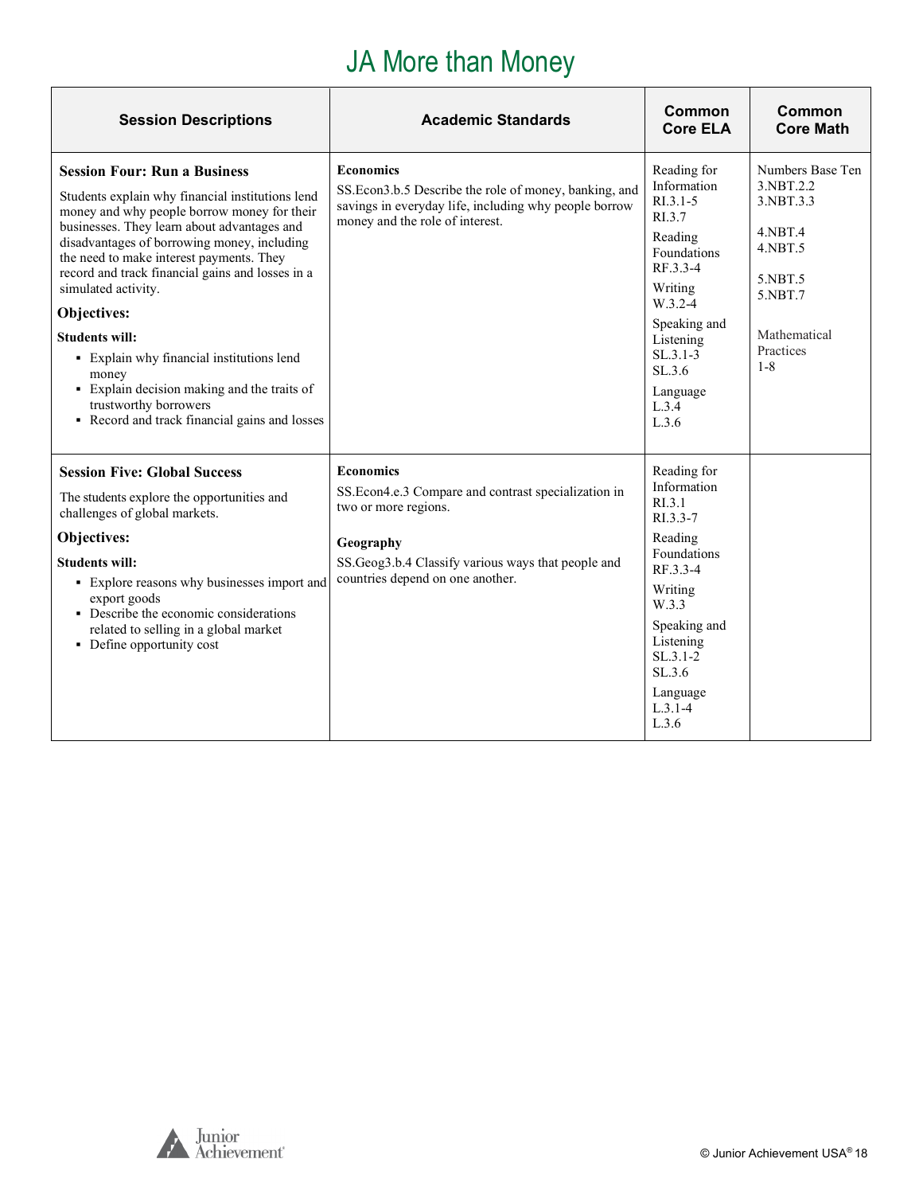# JA More than Money

| Session Descriptions | Academic Standards | Common Core ELA | Common Core Math |
|---|---|---|---|
| **Session Four: Run a Business**<br><br>Students explain why financial institutions lend money and why people borrow money for their businesses. They learn about advantages and disadvantages of borrowing money, including the need to make interest payments. They record and track financial gains and losses in a simulated activity.<br><br>**Objectives:**<br><br>**Students will:**<br>▪ Explain why financial institutions lend money<br>▪ Explain decision making and the traits of trustworthy borrowers<br>▪ Record and track financial gains and losses | **Economics**<br>SS.Econ3.b.5 Describe the role of money, banking, and savings in everyday life, including why people borrow money and the role of interest. | Reading for Information<br>RI.3.1-5<br>RI.3.7<br>Reading Foundations<br>RF.3.3-4<br>Writing<br>W.3.2-4<br>Speaking and Listening<br>SL.3.1-3<br>SL.3.6<br>Language<br>L.3.4<br>L.3.6 | Numbers Base Ten<br>3.NBT.2.2<br>3.NBT.3.3<br><br>4.NBT.4<br>4.NBT.5<br><br>5.NBT.5<br>5.NBT.7<br><br>Mathematical Practices<br>1-8 |
| **Session Five: Global Success**<br><br>The students explore the opportunities and challenges of global markets.<br><br>**Objectives:**<br><br>**Students will:**<br>▪ Explore reasons why businesses import and export goods<br>▪ Describe the economic considerations related to selling in a global market<br>▪ Define opportunity cost | **Economics**<br>SS.Econ4.e.3 Compare and contrast specialization in two or more regions.<br><br>**Geography**<br>SS.Geog3.b.4 Classify various ways that people and countries depend on one another. | Reading for Information<br>RI.3.1<br>RI.3.3-7<br>Reading Foundations<br>RF.3.3-4<br>Writing<br>W.3.3<br>Speaking and Listening<br>SL.3.1-2<br>SL.3.6<br>Language<br>L.3.1-4<br>L.3.6 | |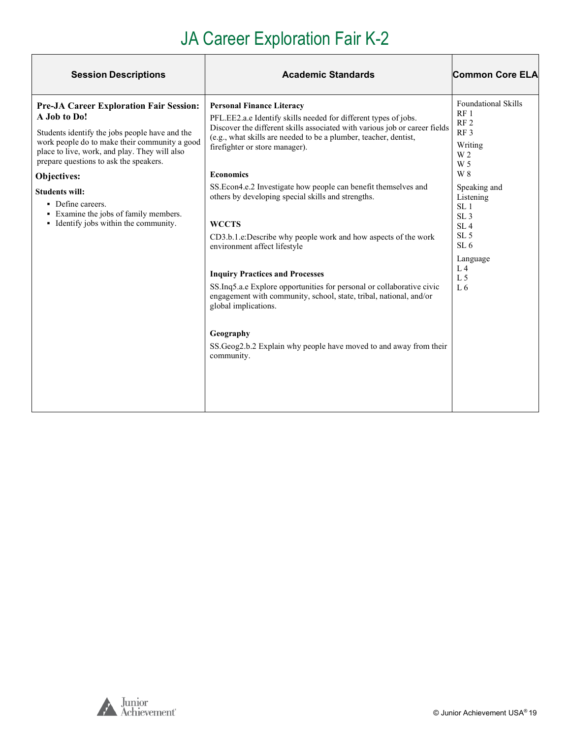# JA Career Exploration Fair K-2

| Session Descriptions | Academic Standards | Common Core ELA |
|---|---|---|
| **Pre-JA Career Exploration Fair Session: A Job to Do!**<br><br>Students identify the jobs people have and the work people do to make their community a good place to live, work, and play. They will also prepare questions to ask the speakers.<br><br>**Objectives:**<br><br>**Students will:**<br>▪ Define careers.<br>▪ Examine the jobs of family members.<br>▪ Identify jobs within the community. | **Personal Finance Literacy**<br>PFL.EE2.a.e Identify skills needed for different types of jobs. Discover the different skills associated with various job or career fields (e.g., what skills are needed to be a plumber, teacher, dentist, firefighter or store manager).<br><br>**Economics**<br>SS.Econ4.e.2 Investigate how people can benefit themselves and others by developing special skills and strengths.<br><br>**WCCTS**<br>CD3.b.1.e:Describe why people work and how aspects of the work environment affect lifestyle<br><br>**Inquiry Practices and Processes**<br>SS.Inq5.a.e Explore opportunities for personal or collaborative civic engagement with community, school, state, tribal, national, and/or global implications.<br><br>**Geography**<br>SS.Geog2.b.2 Explain why people have moved to and away from their community. | Foundational Skills<br>RF 1<br>RF 2<br>RF 3<br><br>Writing<br>W 2<br>W 5<br>W 8<br><br>Speaking and Listening<br>SL 1<br>SL 3<br>SL 4<br>SL 5<br>SL 6<br><br>Language<br>L 4<br>L 5<br>L 6 |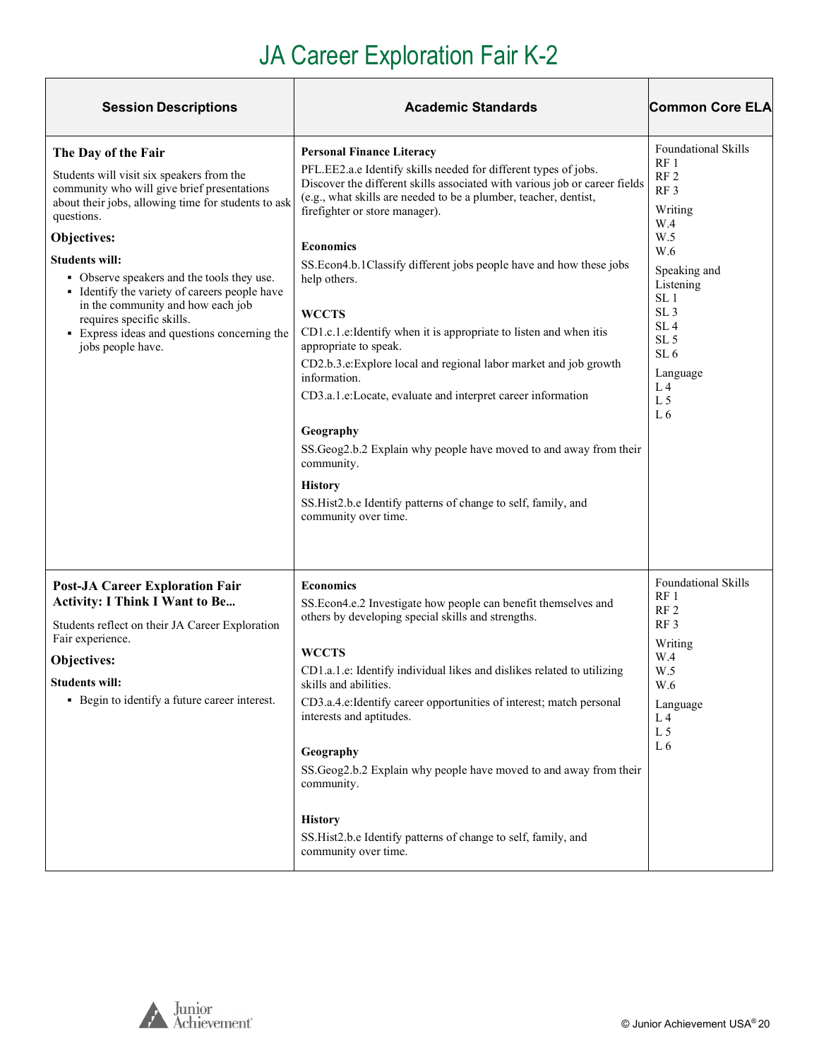# JA Career Exploration Fair K-2

| Session Descriptions | Academic Standards | Common Core ELA |
|---|---|---|
| **The Day of the Fair**<br><br>Students will visit six speakers from the community who will give brief presentations about their jobs, allowing time for students to ask questions.<br><br>**Objectives:**<br><br>**Students will:**<br>▪ Observe speakers and the tools they use.<br>▪ Identify the variety of careers people have in the community and how each job requires specific skills.<br>▪ Express ideas and questions concerning the jobs people have. | **Personal Finance Literacy**<br>PFL.EE2.a.e Identify skills needed for different types of jobs. Discover the different skills associated with various job or career fields (e.g., what skills are needed to be a plumber, teacher, dentist, firefighter or store manager).<br><br>**Economics**<br>SS.Econ4.b.1Classify different jobs people have and how these jobs help others.<br><br>**WCCTS**<br>CD1.c.1.e:Identify when it is appropriate to listen and when itis appropriate to speak.<br>CD2.b.3.e:Explore local and regional labor market and job growth information.<br>CD3.a.1.e:Locate, evaluate and interpret career information<br><br>**Geography**<br>SS.Geog2.b.2 Explain why people have moved to and away from their community.<br><br>**History**<br>SS.Hist2.b.e Identify patterns of change to self, family, and community over time. | Foundational Skills<br>RF 1<br>RF 2<br>RF 3<br><br>Writing<br>W.4<br>W.5<br>W.6<br><br>Speaking and Listening<br>SL 1<br>SL 3<br>SL 4<br>SL 5<br>SL 6<br><br>Language<br>L 4<br>L 5<br>L 6 |
| **Post-JA Career Exploration Fair Activity: I Think I Want to Be...**<br><br>Students reflect on their JA Career Exploration Fair experience.<br><br>**Objectives:**<br><br>**Students will:**<br>▪ Begin to identify a future career interest. | **Economics**<br>SS.Econ4.e.2 Investigate how people can benefit themselves and others by developing special skills and strengths.<br><br>**WCCTS**<br>CD1.a.1.e: Identify individual likes and dislikes related to utilizing skills and abilities.<br>CD3.a.4.e:Identify career opportunities of interest; match personal interests and aptitudes.<br><br>**Geography**<br>SS.Geog2.b.2 Explain why people have moved to and away from their community.<br><br>**History**<br>SS.Hist2.b.e Identify patterns of change to self, family, and community over time. | Foundational Skills<br>RF 1<br>RF 2<br>RF 3<br><br>Writing<br>W.4<br>W.5<br>W.6<br><br>Language<br>L 4<br>L 5<br>L 6 |

© Junior Achievement USA®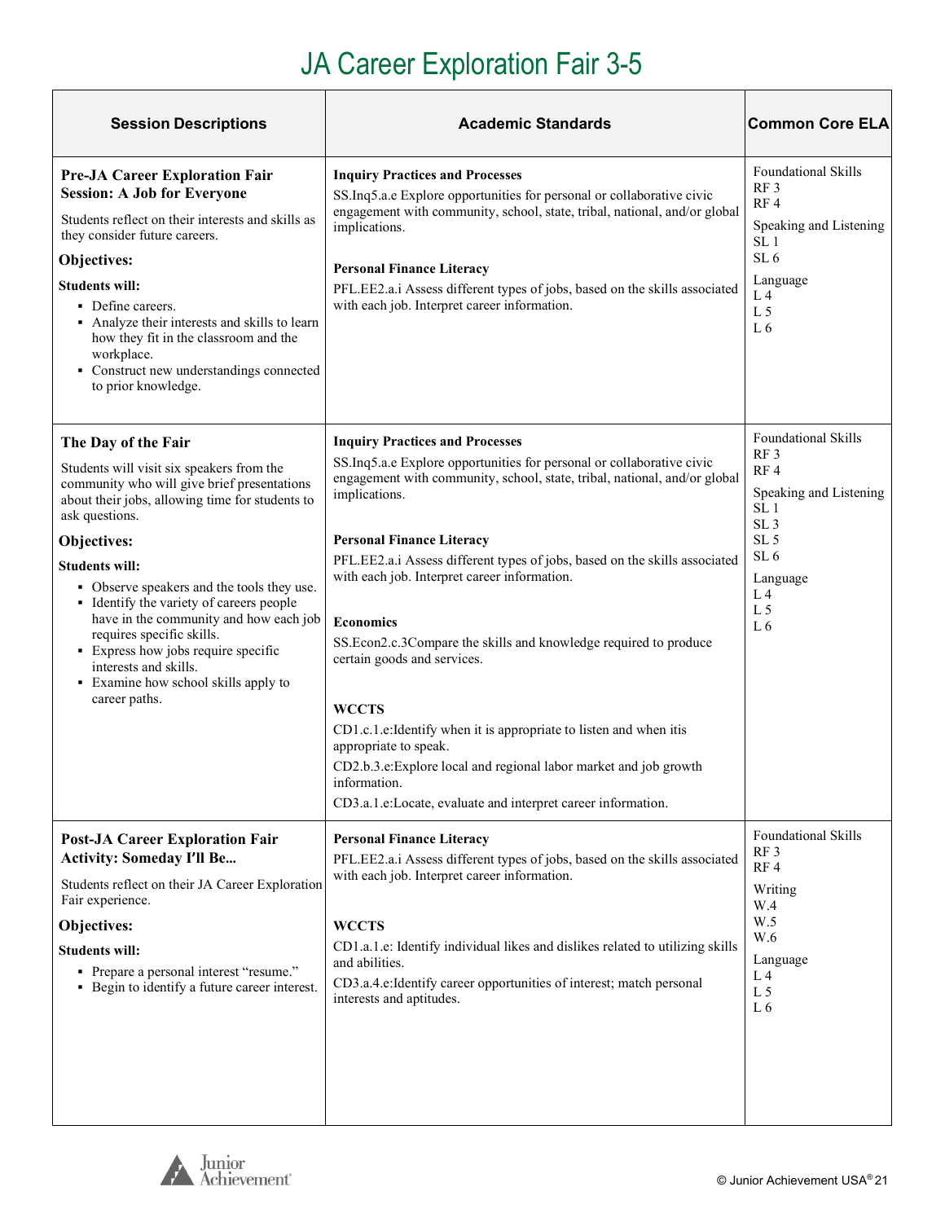# JA Career Exploration Fair 3-5

| Session Descriptions | Academic Standards | Common Core ELA |
|---|---|---|
| **Pre-JA Career Exploration Fair Session: A Job for Everyone**<br><br>Students reflect on their interests and skills as they consider future careers.<br><br>**Objectives:**<br><br>**Students will:**<br>▪ Define careers.<br>▪ Analyze their interests and skills to learn how they fit in the classroom and the workplace.<br>▪ Construct new understandings connected to prior knowledge. | **Inquiry Practices and Processes**<br>SS.Inq5.a.e Explore opportunities for personal or collaborative civic engagement with community, school, state, tribal, national, and/or global implications.<br><br>**Personal Finance Literacy**<br>PFL.EE2.a.i Assess different types of jobs, based on the skills associated with each job. Interpret career information. | Foundational Skills<br>RF 3<br>RF 4<br><br>Speaking and Listening<br>SL 1<br>SL 6<br><br>Language<br>L 4<br>L 5<br>L 6 |
| **The Day of the Fair**<br><br>Students will visit six speakers from the community who will give brief presentations about their jobs, allowing time for students to ask questions.<br><br>**Objectives:**<br><br>**Students will:**<br>▪ Observe speakers and the tools they use.<br>▪ Identify the variety of careers people have in the community and how each job requires specific skills.<br>▪ Express how jobs require specific interests and skills.<br>▪ Examine how school skills apply to career paths. | **Inquiry Practices and Processes**<br>SS.Inq5.a.e Explore opportunities for personal or collaborative civic engagement with community, school, state, tribal, national, and/or global implications.<br><br>**Personal Finance Literacy**<br>PFL.EE2.a.i Assess different types of jobs, based on the skills associated with each job. Interpret career information.<br><br>**Economics**<br>SS.Econ2.c.3Compare the skills and knowledge required to produce certain goods and services.<br><br>**WCCTS**<br>CD1.c.1.e:Identify when it is appropriate to listen and when itis appropriate to speak.<br>CD2.b.3.e:Explore local and regional labor market and job growth information.<br>CD3.a.1.e:Locate, evaluate and interpret career information. | Foundational Skills<br>RF 3<br>RF 4<br><br>Speaking and Listening<br>SL 1<br>SL 3<br>SL 5<br>SL 6<br><br>Language<br>L 4<br>L 5<br>L 6 |
| **Post-JA Career Exploration Fair Activity: Someday I'll Be...**<br><br>Students reflect on their JA Career Exploration Fair experience.<br><br>**Objectives:**<br><br>**Students will:**<br>▪ Prepare a personal interest "resume."<br>▪ Begin to identify a future career interest. | **Personal Finance Literacy**<br>PFL.EE2.a.i Assess different types of jobs, based on the skills associated with each job. Interpret career information.<br><br>**WCCTS**<br>CD1.a.1.e: Identify individual likes and dislikes related to utilizing skills and abilities.<br>CD3.a.4.e:Identify career opportunities of interest; match personal interests and aptitudes. | Foundational Skills<br>RF 3<br>RF 4<br><br>Writing<br>W.4<br>W.5<br>W.6<br><br>Language<br>L 4<br>L 5<br>L 6 |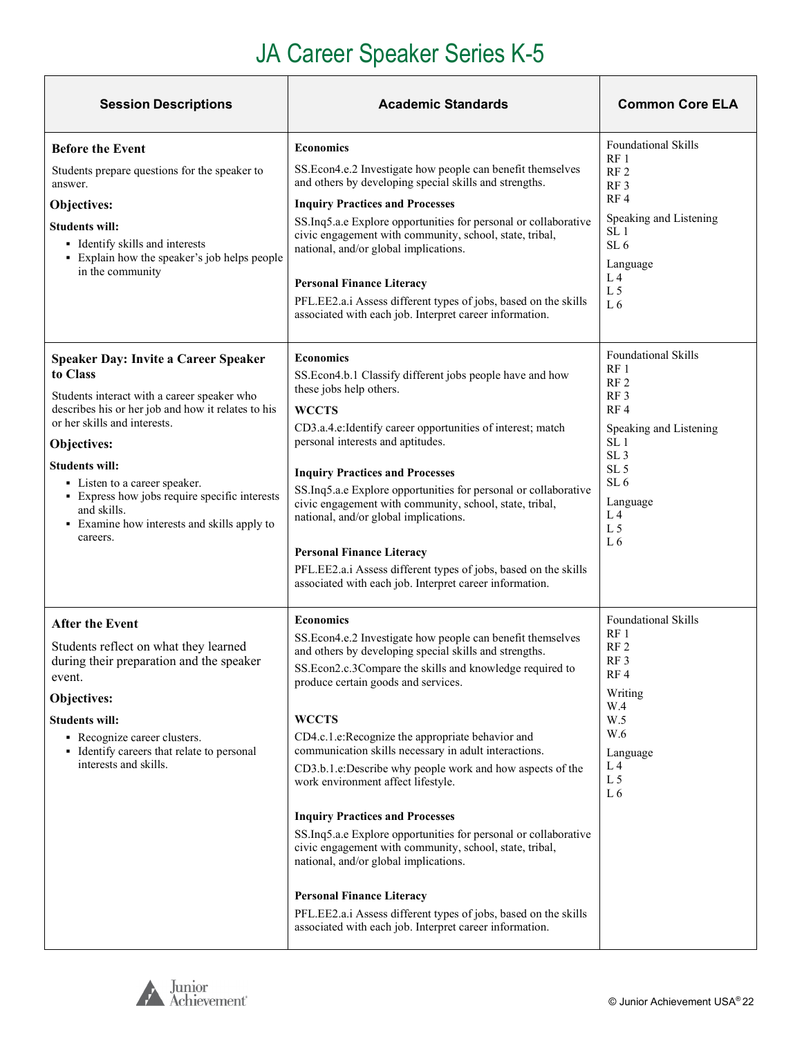# JA Career Speaker Series K-5

| Session Descriptions | Academic Standards | Common Core ELA |
|---|---|---|
| **Before the Event**<br>Students prepare questions for the speaker to answer.<br>**Objectives:**<br>**Students will:**<br>▪ Identify skills and interests<br>▪ Explain how the speaker's job helps people in the community | **Economics**<br>SS.Econ4.e.2 Investigate how people can benefit themselves and others by developing special skills and strengths.<br>**Inquiry Practices and Processes**<br>SS.Inq5.a.e Explore opportunities for personal or collaborative civic engagement with community, school, state, tribal, national, and/or global implications.<br>**Personal Finance Literacy**<br>PFL.EE2.a.i Assess different types of jobs, based on the skills associated with each job. Interpret career information. | Foundational Skills<br>RF 1<br>RF 2<br>RF 3<br>RF 4<br>Speaking and Listening<br>SL 1<br>SL 6<br>Language<br>L 4<br>L 5<br>L 6 |
| **Speaker Day: Invite a Career Speaker to Class**<br>Students interact with a career speaker who describes his or her job and how it relates to his or her skills and interests.<br>**Objectives:**<br>**Students will:**<br>▪ Listen to a career speaker.<br>▪ Express how jobs require specific interests and skills.<br>▪ Examine how interests and skills apply to careers. | **Economics**<br>SS.Econ4.b.1 Classify different jobs people have and how these jobs help others.<br>**WCCTS**<br>CD3.a.4.e:Identify career opportunities of interest; match personal interests and aptitudes.<br>**Inquiry Practices and Processes**<br>SS.Inq5.a.e Explore opportunities for personal or collaborative civic engagement with community, school, state, tribal, national, and/or global implications.<br>**Personal Finance Literacy**<br>PFL.EE2.a.i Assess different types of jobs, based on the skills associated with each job. Interpret career information. | Foundational Skills<br>RF 1<br>RF 2<br>RF 3<br>RF 4<br>Speaking and Listening<br>SL 1<br>SL 3<br>SL 5<br>SL 6<br>Language<br>L 4<br>L 5<br>L 6 |
| **After the Event**<br>Students reflect on what they learned during their preparation and the speaker event.<br>**Objectives:**<br>**Students will:**<br>▪ Recognize career clusters.<br>▪ Identify careers that relate to personal interests and skills. | **Economics**<br>SS.Econ4.e.2 Investigate how people can benefit themselves and others by developing special skills and strengths.<br>SS.Econ2.c.3Compare the skills and knowledge required to produce certain goods and services.<br>**WCCTS**<br>CD4.c.1.e:Recognize the appropriate behavior and communication skills necessary in adult interactions.<br>CD3.b.1.e:Describe why people work and how aspects of the work environment affect lifestyle.<br>**Inquiry Practices and Processes**<br>SS.Inq5.a.e Explore opportunities for personal or collaborative civic engagement with community, school, state, tribal, national, and/or global implications.<br>**Personal Finance Literacy**<br>PFL.EE2.a.i Assess different types of jobs, based on the skills associated with each job. Interpret career information. | Foundational Skills<br>RF 1<br>RF 2<br>RF 3<br>RF 4<br>Writing<br>W.4<br>W.5<br>W.6<br>Language<br>L 4<br>L 5<br>L 6 |

© Junior Achievement USA®